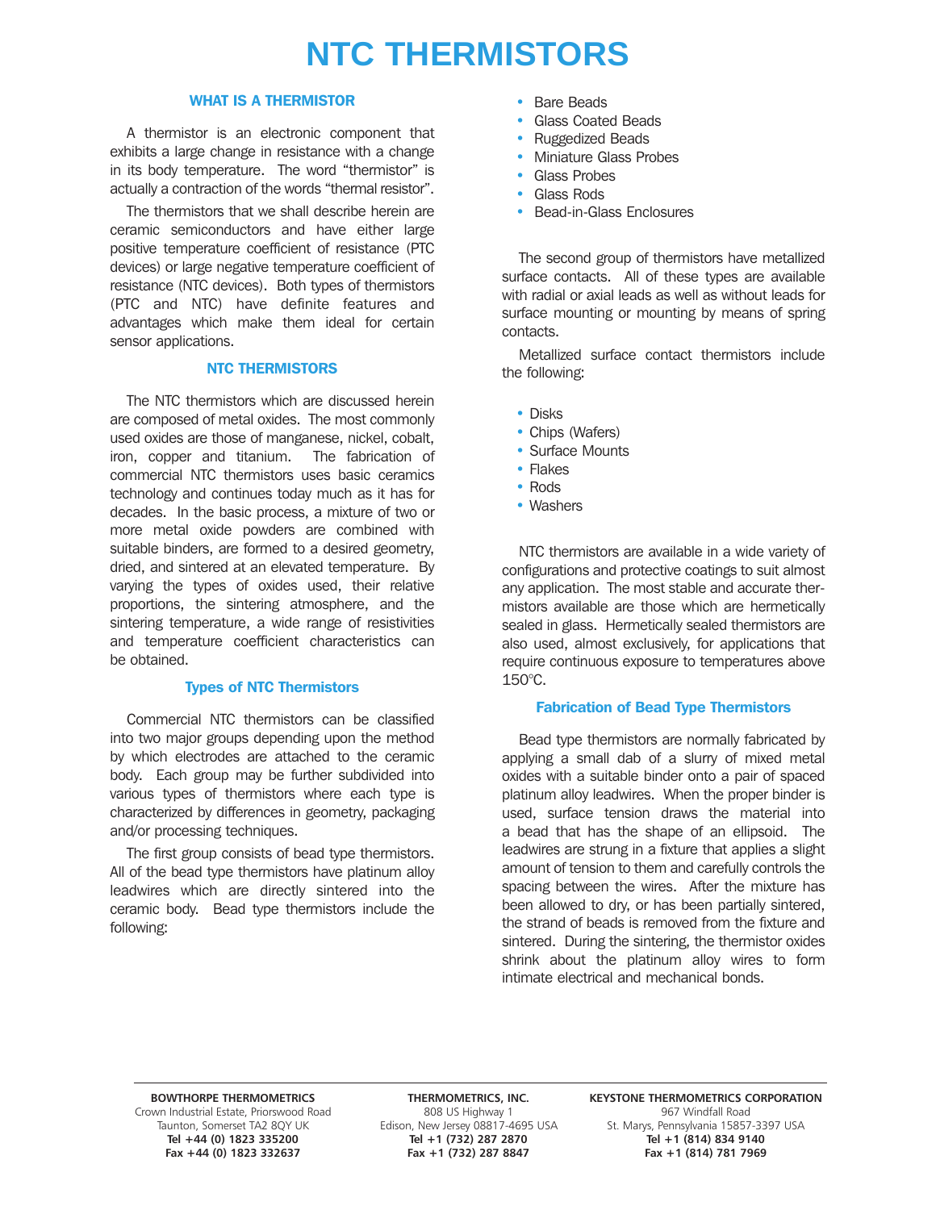# NTC THERMISTORS

## WHAT IS A THERMISTOR

A thermistor is an electronic component that exhibits a large change in resistance with a change in its body temperature. The word "thermistor" is actually a contraction of the words "thermal resistor".

The thermistors that we shall describe herein are ceramic semiconductors and have either large positive temperature coefficient of resistance (PTC devices) or large negative temperature coefficient of resistance (NTC devices). Both types of thermistors (PTC and NTC) have definite features and advantages which make them ideal for certain sensor applications.

## NTC THERMISTORS

The NTC thermistors which are discussed herein are composed of metal oxides. The most commonly used oxides are those of manganese, nickel, cobalt, iron, copper and titanium. The fabrication of commercial NTC thermistors uses basic ceramics technology and continues today much as it has for decades. In the basic process, a mixture of two or more metal oxide powders are combined with suitable binders, are formed to a desired geometry, dried, and sintered at an elevated temperature. By varying the types of oxides used, their relative proportions, the sintering atmosphere, and the sintering temperature, a wide range of resistivities and temperature coefficient characteristics can be obtained.

### Types of NTC Thermistors

Commercial NTC thermistors can be classified into two major groups depending upon the method by which electrodes are attached to the ceramic body. Each group may be further subdivided into various types of thermistors where each type is characterized by differences in geometry, packaging and/or processing techniques.

The first group consists of bead type thermistors. All of the bead type thermistors have platinum alloy leadwires which are directly sintered into the ceramic body. Bead type thermistors include the following:

- Bare Beads
- Glass Coated Beads
- Ruggedized Beads
- Miniature Glass Probes
- Glass Probes
- Glass Rods
- Bead-in-Glass Enclosures

The second group of thermistors have metallized surface contacts. All of these types are available with radial or axial leads as well as without leads for surface mounting or mounting by means of spring contacts.

Metallized surface contact thermistors include the following:

- Disks
- Chips (Wafers)
- Surface Mounts
- Flakes
- Rods
- Washers

NTC thermistors are available in a wide variety of configurations and protective coatings to suit almost any application. The most stable and accurate thermistors available are those which are hermetically sealed in glass. Hermetically sealed thermistors are also used, almost exclusively, for applications that require continuous exposure to temperatures above 150°C.

### Fabrication of Bead Type Thermistors

Bead type thermistors are normally fabricated by applying a small dab of a slurry of mixed metal oxides with a suitable binder onto a pair of spaced platinum alloy leadwires. When the proper binder is used, surface tension draws the material into a bead that has the shape of an ellipsoid. The leadwires are strung in a fixture that applies a slight amount of tension to them and carefully controls the spacing between the wires. After the mixture has been allowed to dry, or has been partially sintered, the strand of beads is removed from the fixture and sintered. During the sintering, the thermistor oxides shrink about the platinum alloy wires to form intimate electrical and mechanical bonds.

**BOWTHORPE THERMOMETRICS**
Crown Industrial Estate, Priorswood Road
Taunton, Somerset TA2 8QY UK
**Tel +44 (0) 1823 335200**
**Fax +44 (0) 1823 332637**

**THERMOMETRICS, INC.**
808 US Highway 1
Edison, New Jersey 08817-4695 USA
**Tel +1 (732) 287 2870**
**Fax +1 (732) 287 8847**

**KEYSTONE THERMOMETRICS CORPORATION**
967 Windfall Road
St. Marys, Pennsylvania 15857-3397 USA
**Tel +1 (814) 834 9140**
**Fax +1 (814) 781 7969**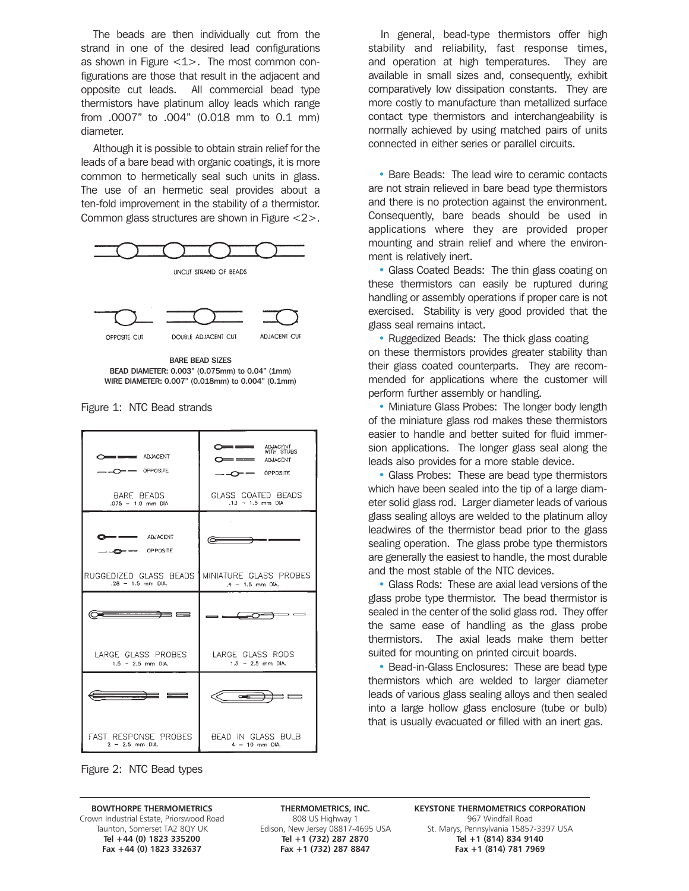The beads are then individually cut from the strand in one of the desired lead configurations as shown in Figure <1>. The most common configurations are those that result in the adjacent and opposite cut leads. All commercial bead type thermistors have platinum alloy leads which range from .0007" to .004" (0.018 mm to 0.1 mm) diameter.

Although it is possible to obtain strain relief for the leads of a bare bead with organic coatings, it is more common to hermetically seal such units in glass. The use of an hermetic seal provides about a ten-fold improvement in the stability of a thermistor. Common glass structures are shown in Figure <2>.

UNCUT STRAND OF BEADS

OPPOSITE CUT　　DOUBLE ADJACENT CUT　　ADJACENT CUT

**BARE BEAD SIZES**
**BEAD DIAMETER: 0.003" (0.075mm) to 0.04" (1mm)**
**WIRE DIAMETER: 0.007" (0.018mm) to 0.004" (0.1mm)**

Figure 1: NTC Bead strands

| | |
|---|---|
| ADJACENT / OPPOSITE<br>BARE BEADS<br>.075 – 1.0 mm DIA | ADJACENT WITH STUBS / ADJACENT / OPPOSITE<br>GLASS COATED BEADS<br>.13 – 1.5 mm DIA |
| ADJACENT / OPPOSITE<br>RUGGEDIZED GLASS BEADS<br>.28 – 1.5 mm DIA. | MINIATURE GLASS PROBES<br>.4 – 1.5 mm DIA. |
| LARGE GLASS PROBES<br>1.5 – 2.5 mm DIA. | LARGE GLASS RODS<br>1.5 – 2.5 mm DIA. |
| FAST RESPONSE PROBES<br>2 – 2.5 mm DIA. | BEAD IN GLASS BULB<br>4 – 10 mm DIA. |

Figure 2: NTC Bead types

In general, bead-type thermistors offer high stability and reliability, fast response times, and operation at high temperatures. They are available in small sizes and, consequently, exhibit comparatively low dissipation constants. They are more costly to manufacture than metallized surface contact type thermistors and interchangeability is normally achieved by using matched pairs of units connected in either series or parallel circuits.

- Bare Beads: The lead wire to ceramic contacts are not strain relieved in bare bead type thermistors and there is no protection against the environment. Consequently, bare beads should be used in applications where they are provided proper mounting and strain relief and where the environment is relatively inert.
- Glass Coated Beads: The thin glass coating on these thermistors can easily be ruptured during handling or assembly operations if proper care is not exercised. Stability is very good provided that the glass seal remains intact.
- Ruggedized Beads: The thick glass coating on these thermistors provides greater stability than their glass coated counterparts. They are recommended for applications where the customer will perform further assembly or handling.
- Miniature Glass Probes: The longer body length of the miniature glass rod makes these thermistors easier to handle and better suited for fluid immersion applications. The longer glass seal along the leads also provides for a more stable device.
- Glass Probes: These are bead type thermistors which have been sealed into the tip of a large diameter solid glass rod. Larger diameter leads of various glass sealing alloys are welded to the platinum alloy leadwires of the thermistor bead prior to the glass sealing operation. The glass probe type thermistors are generally the easiest to handle, the most durable and the most stable of the NTC devices.
- Glass Rods: These are axial lead versions of the glass probe type thermistor. The bead thermistor is sealed in the center of the solid glass rod. They offer the same ease of handling as the glass probe thermistors. The axial leads make them better suited for mounting on printed circuit boards.
- Bead-in-Glass Enclosures: These are bead type thermistors which are welded to larger diameter leads of various glass sealing alloys and then sealed into a large hollow glass enclosure (tube or bulb) that is usually evacuated or filled with an inert gas.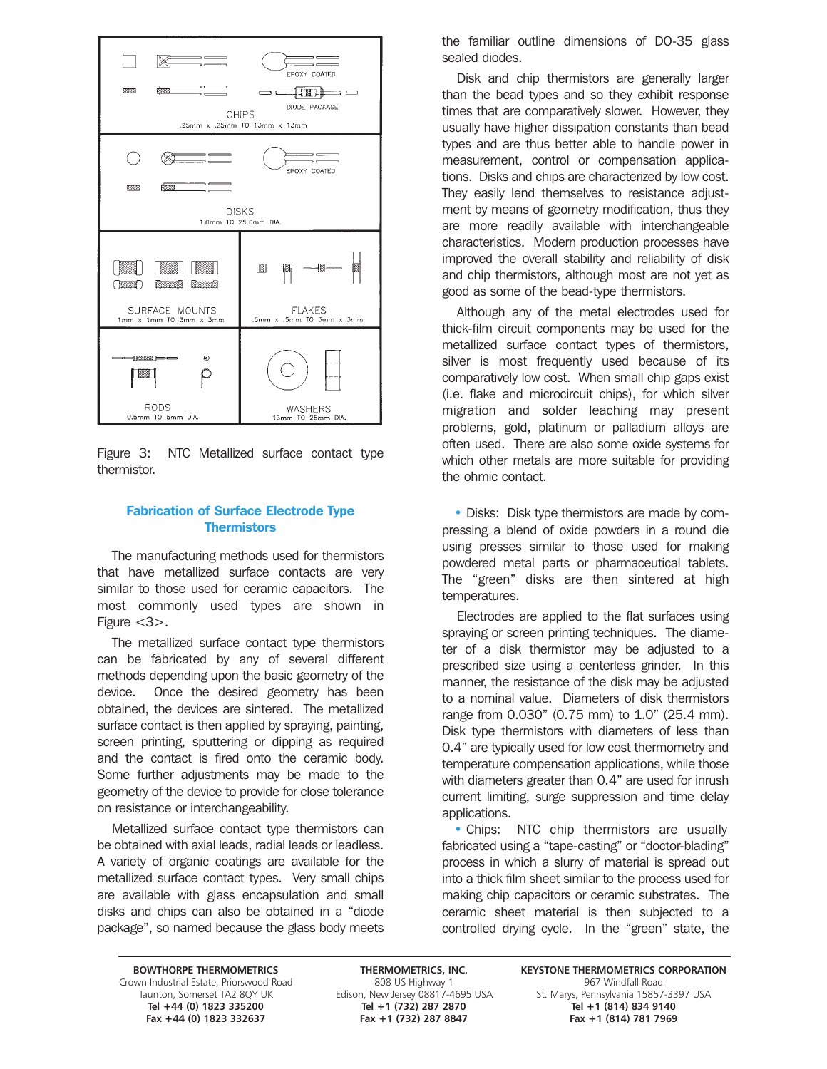CHIPS
.25mm x .25mm TO 13mm x 13mm

EPOXY COATED

DIODE PACKAGE

DISKS
1.0mm TO 25.0mm DIA.

EPOXY COATED

SURFACE MOUNTS
1mm x 1mm TO 3mm x 3mm

FLAKES
.5mm x .5mm TO 3mm x 3mm

RODS
0.5mm TO 5mm DIA.

WASHERS
13mm TO 25mm DIA.

Figure 3: NTC Metallized surface contact type thermistor.

## Fabrication of Surface Electrode Type Thermistors

The manufacturing methods used for thermistors that have metallized surface contacts are very similar to those used for ceramic capacitors. The most commonly used types are shown in Figure <3>.

The metallized surface contact type thermistors can be fabricated by any of several different methods depending upon the basic geometry of the device. Once the desired geometry has been obtained, the devices are sintered. The metallized surface contact is then applied by spraying, painting, screen printing, sputtering or dipping as required and the contact is fired onto the ceramic body. Some further adjustments may be made to the geometry of the device to provide for close tolerance on resistance or interchangeability.

Metallized surface contact type thermistors can be obtained with axial leads, radial leads or leadless. A variety of organic coatings are available for the metallized surface contact types. Very small chips are available with glass encapsulation and small disks and chips can also be obtained in a "diode package", so named because the glass body meets the familiar outline dimensions of DO-35 glass sealed diodes.

Disk and chip thermistors are generally larger than the bead types and so they exhibit response times that are comparatively slower. However, they usually have higher dissipation constants than bead types and are thus better able to handle power in measurement, control or compensation applications. Disks and chips are characterized by low cost. They easily lend themselves to resistance adjustment by means of geometry modification, thus they are more readily available with interchangeable characteristics. Modern production processes have improved the overall stability and reliability of disk and chip thermistors, although most are not yet as good as some of the bead-type thermistors.

Although any of the metal electrodes used for thick-film circuit components may be used for the metallized surface contact types of thermistors, silver is most frequently used because of its comparatively low cost. When small chip gaps exist (i.e. flake and microcircuit chips), for which silver migration and solder leaching may present problems, gold, platinum or palladium alloys are often used. There are also some oxide systems for which other metals are more suitable for providing the ohmic contact.

- Disks: Disk type thermistors are made by compressing a blend of oxide powders in a round die using presses similar to those used for making powdered metal parts or pharmaceutical tablets. The "green" disks are then sintered at high temperatures.

Electrodes are applied to the flat surfaces using spraying or screen printing techniques. The diameter of a disk thermistor may be adjusted to a prescribed size using a centerless grinder. In this manner, the resistance of the disk may be adjusted to a nominal value. Diameters of disk thermistors range from 0.030" (0.75 mm) to 1.0" (25.4 mm). Disk type thermistors with diameters of less than 0.4" are typically used for low cost thermometry and temperature compensation applications, while those with diameters greater than 0.4" are used for inrush current limiting, surge suppression and time delay applications.

- Chips: NTC chip thermistors are usually fabricated using a "tape-casting" or "doctor-blading" process in which a slurry of material is spread out into a thick film sheet similar to the process used for making chip capacitors or ceramic substrates. The ceramic sheet material is then subjected to a controlled drying cycle. In the "green" state, the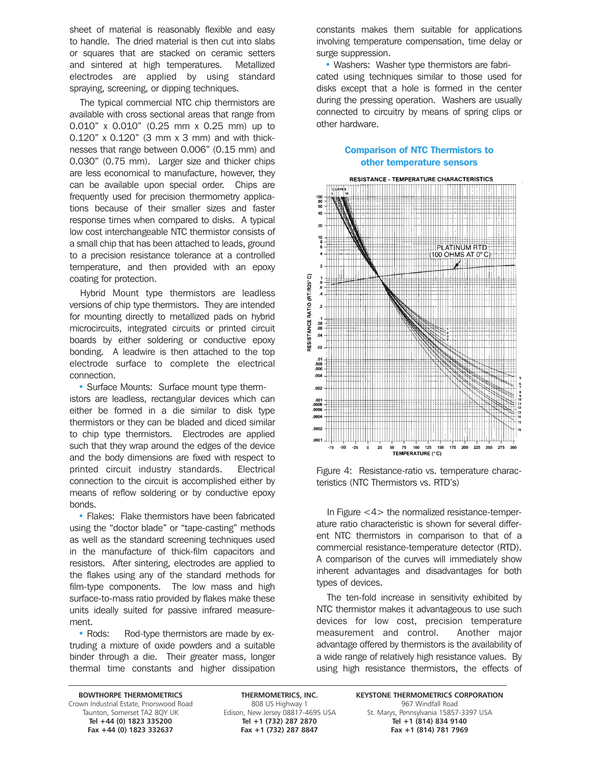sheet of material is reasonably flexible and easy to handle. The dried material is then cut into slabs or squares that are stacked on ceramic setters and sintered at high temperatures. Metallized electrodes are applied by using standard spraying, screening, or dipping techniques.

The typical commercial NTC chip thermistors are available with cross sectional areas that range from 0.010" x 0.010" (0.25 mm x 0.25 mm) up to 0.120" x 0.120" (3 mm x 3 mm) and with thicknesses that range between 0.006" (0.15 mm) and 0.030" (0.75 mm). Larger size and thicker chips are less economical to manufacture, however, they can be available upon special order. Chips are frequently used for precision thermometry applications because of their smaller sizes and faster response times when compared to disks. A typical low cost interchangeable NTC thermistor consists of a small chip that has been attached to leads, ground to a precision resistance tolerance at a controlled temperature, and then provided with an epoxy coating for protection.

Hybrid Mount type thermistors are leadless versions of chip type thermistors. They are intended for mounting directly to metallized pads on hybrid microcircuits, integrated circuits or printed circuit boards by either soldering or conductive epoxy bonding. A leadwire is then attached to the top electrode surface to complete the electrical connection.

- Surface Mounts: Surface mount type thermistors are leadless, rectangular devices which can either be formed in a die similar to disk type thermistors or they can be bladed and diced similar to chip type thermistors. Electrodes are applied such that they wrap around the edges of the device and the body dimensions are fixed with respect to printed circuit industry standards. Electrical connection to the circuit is accomplished either by means of reflow soldering or by conductive epoxy bonds.
- Flakes: Flake thermistors have been fabricated using the "doctor blade" or "tape-casting" methods as well as the standard screening techniques used in the manufacture of thick-film capacitors and resistors. After sintering, electrodes are applied to the flakes using any of the standard methods for film-type components. The low mass and high surface-to-mass ratio provided by flakes make these units ideally suited for passive infrared measurement.
- Rods: Rod-type thermistors are made by extruding a mixture of oxide powders and a suitable binder through a die. Their greater mass, longer thermal time constants and higher dissipation constants makes them suitable for applications involving temperature compensation, time delay or surge suppression.
- Washers: Washer type thermistors are fabricated using techniques similar to those used for disks except that a hole is formed in the center during the pressing operation. Washers are usually connected to circuitry by means of spring clips or other hardware.

## Comparison of NTC Thermistors to other temperature sensors

Figure 4: Resistance-ratio vs. temperature characteristics (NTC Thermistors vs. RTD's)

In Figure <4> the normalized resistance-temperature ratio characteristic is shown for several different NTC thermistors in comparison to that of a commercial resistance-temperature detector (RTD). A comparison of the curves will immediately show inherent advantages and disadvantages for both types of devices.

The ten-fold increase in sensitivity exhibited by NTC thermistor makes it advantageous to use such devices for low cost, precision temperature measurement and control. Another major advantage offered by thermistors is the availability of a wide range of relatively high resistance values. By using high resistance thermistors, the effects of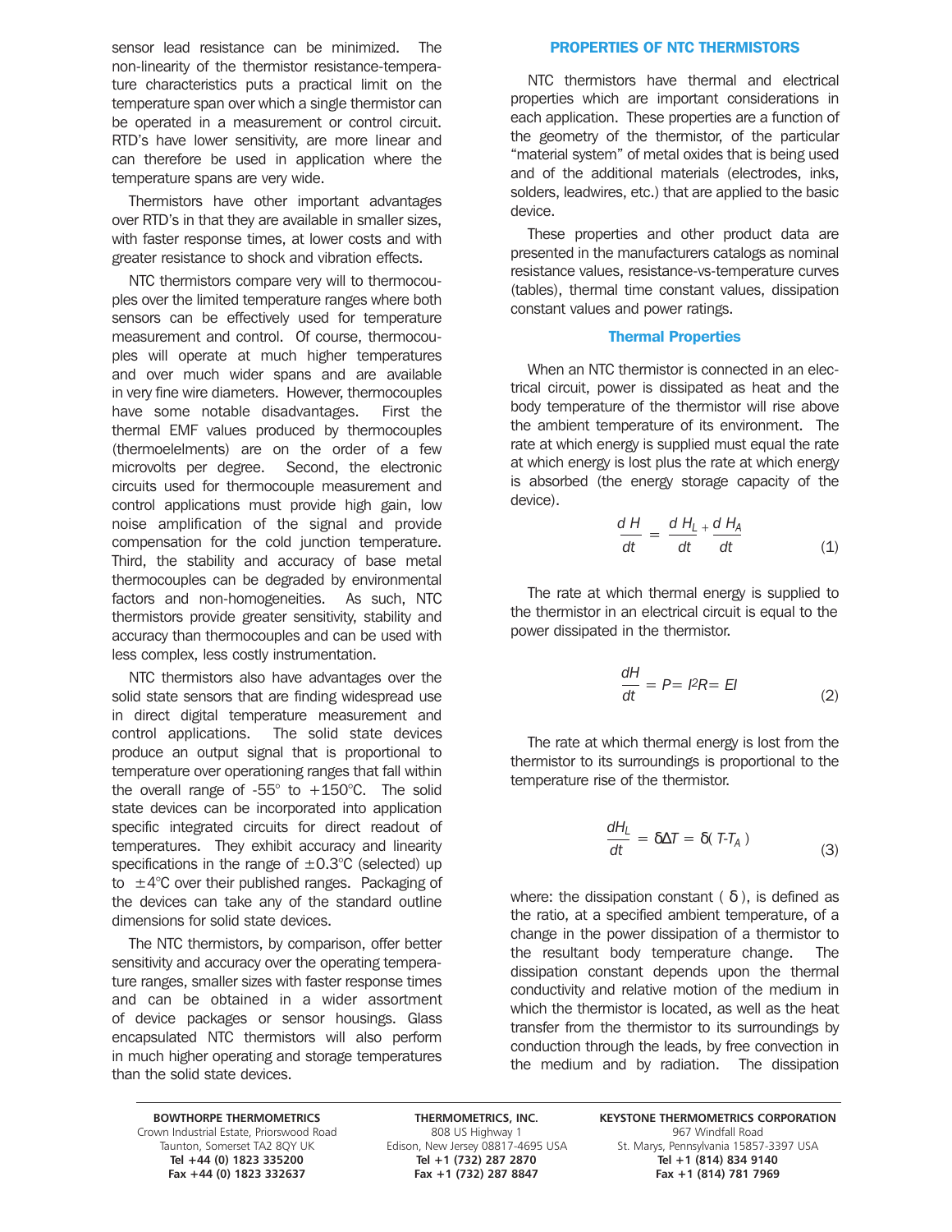sensor lead resistance can be minimized. The non-linearity of the thermistor resistance-temperature characteristics puts a practical limit on the temperature span over which a single thermistor can be operated in a measurement or control circuit. RTD's have lower sensitivity, are more linear and can therefore be used in application where the temperature spans are very wide.

Thermistors have other important advantages over RTD's in that they are available in smaller sizes, with faster response times, at lower costs and with greater resistance to shock and vibration effects.

NTC thermistors compare very will to thermocouples over the limited temperature ranges where both sensors can be effectively used for temperature measurement and control. Of course, thermocouples will operate at much higher temperatures and over much wider spans and are available in very fine wire diameters. However, thermocouples have some notable disadvantages. First the thermal EMF values produced by thermocouples (thermoelelments) are on the order of a few microvolts per degree. Second, the electronic circuits used for thermocouple measurement and control applications must provide high gain, low noise amplification of the signal and provide compensation for the cold junction temperature. Third, the stability and accuracy of base metal thermocouples can be degraded by environmental factors and non-homogeneities. As such, NTC thermistors provide greater sensitivity, stability and accuracy than thermocouples and can be used with less complex, less costly instrumentation.

NTC thermistors also have advantages over the solid state sensors that are finding widespread use in direct digital temperature measurement and control applications. The solid state devices produce an output signal that is proportional to temperature over operationing ranges that fall within the overall range of -55° to +150°C. The solid state devices can be incorporated into application specific integrated circuits for direct readout of temperatures. They exhibit accuracy and linearity specifications in the range of ±0.3°C (selected) up to ±4°C over their published ranges. Packaging of the devices can take any of the standard outline dimensions for solid state devices.

The NTC thermistors, by comparison, offer better sensitivity and accuracy over the operating temperature ranges, smaller sizes with faster response times and can be obtained in a wider assortment of device packages or sensor housings. Glass encapsulated NTC thermistors will also perform in much higher operating and storage temperatures than the solid state devices.

## PROPERTIES OF NTC THERMISTORS

NTC thermistors have thermal and electrical properties which are important considerations in each application. These properties are a function of the geometry of the thermistor, of the particular "material system" of metal oxides that is being used and of the additional materials (electrodes, inks, solders, leadwires, etc.) that are applied to the basic device.

These properties and other product data are presented in the manufacturers catalogs as nominal resistance values, resistance-vs-temperature curves (tables), thermal time constant values, dissipation constant values and power ratings.

### Thermal Properties

When an NTC thermistor is connected in an electrical circuit, power is dissipated as heat and the body temperature of the thermistor will rise above the ambient temperature of its environment. The rate at which energy is supplied must equal the rate at which energy is lost plus the rate at which energy is absorbed (the energy storage capacity of the device).

$$\frac{dH}{dt} = \frac{dH_L}{dt} + \frac{dH_A}{dt} \tag{1}$$

The rate at which thermal energy is supplied to the thermistor in an electrical circuit is equal to the power dissipated in the thermistor.

$$\frac{dH}{dt} = P = I^2R = EI \tag{2}$$

The rate at which thermal energy is lost from the thermistor to its surroundings is proportional to the temperature rise of the thermistor.

$$\frac{dH_L}{dt} = \delta\Delta T = \delta(T - T_A) \tag{3}$$

where: the dissipation constant ( $\delta$ ), is defined as the ratio, at a specified ambient temperature, of a change in the power dissipation of a thermistor to the resultant body temperature change. The dissipation constant depends upon the thermal conductivity and relative motion of the medium in which the thermistor is located, as well as the heat transfer from the thermistor to its surroundings by conduction through the leads, by free convection in the medium and by radiation. The dissipation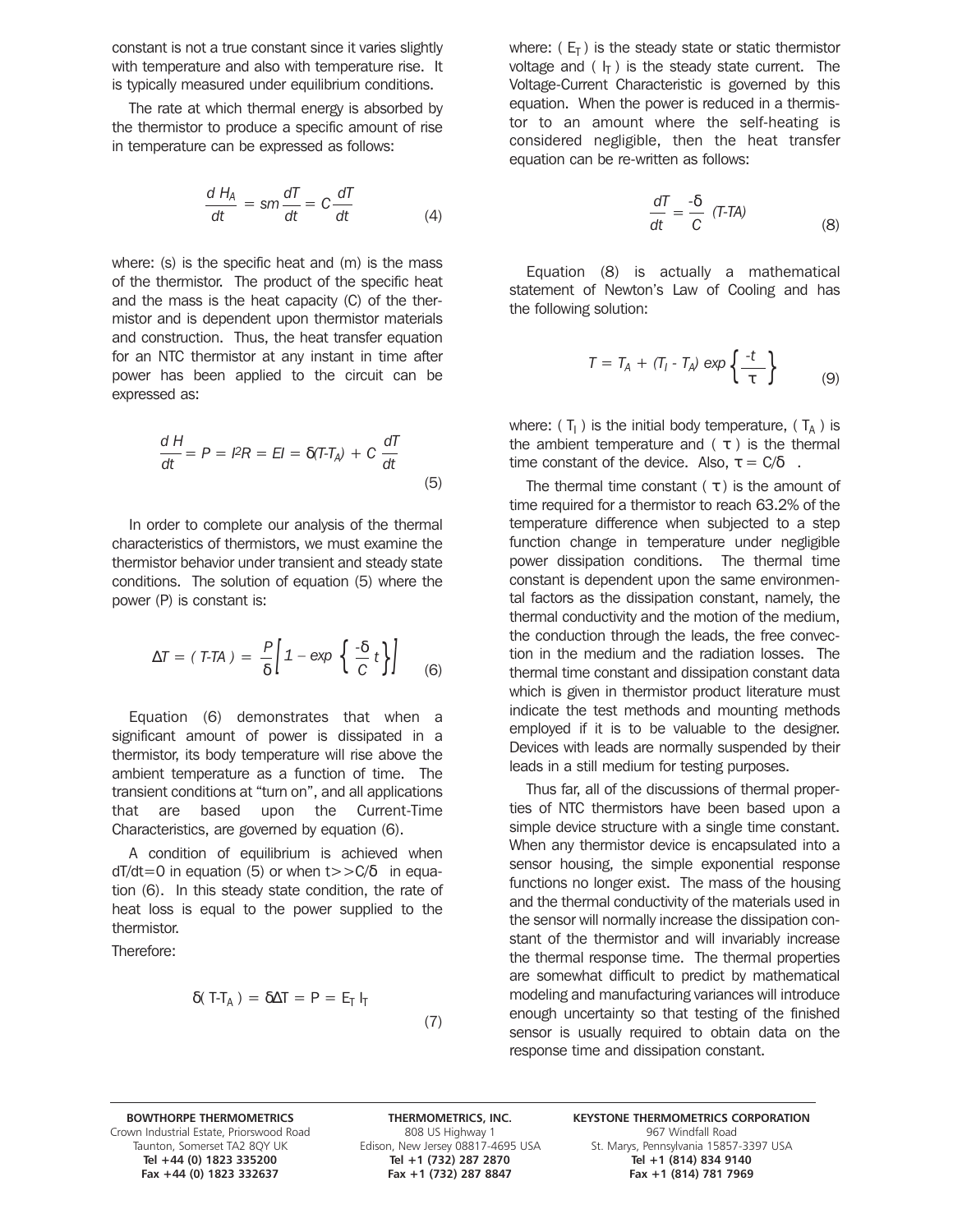constant is not a true constant since it varies slightly with temperature and also with temperature rise. It is typically measured under equilibrium conditions.

The rate at which thermal energy is absorbed by the thermistor to produce a specific amount of rise in temperature can be expressed as follows:

$$\frac{d\,H_A}{dt} = sm\frac{dT}{dt} = C\frac{dT}{dt} \tag{4}$$

where: (s) is the specific heat and (m) is the mass of the thermistor. The product of the specific heat and the mass is the heat capacity (C) of the thermistor and is dependent upon thermistor materials and construction. Thus, the heat transfer equation for an NTC thermistor at any instant in time after power has been applied to the circuit can be expressed as:

$$\frac{d\,H}{dt} = P = I^2R = EI = \delta(T\text{-}T_A) + C\,\frac{dT}{dt} \tag{5}$$

In order to complete our analysis of the thermal characteristics of thermistors, we must examine the thermistor behavior under transient and steady state conditions. The solution of equation (5) where the power (P) is constant is:

$$\Delta T = (\,T\text{-}TA\,) = \frac{P}{\delta}\left[1 - \exp\left\{\frac{-\delta}{C}\,t\right\}\right] \tag{6}$$

Equation (6) demonstrates that when a significant amount of power is dissipated in a thermistor, its body temperature will rise above the ambient temperature as a function of time. The transient conditions at "turn on", and all applications that are based upon the Current-Time Characteristics, are governed by equation (6).

A condition of equilibrium is achieved when $dT/dt=0$ in equation (5) or when $t >> C/\delta$ in equation (6). In this steady state condition, the rate of heat loss is equal to the power supplied to the thermistor.

Therefore:

$$\delta(\,T\text{-}T_A\,) = \delta\Delta T = P = E_T\,I_T \tag{7}$$

where: ( $E_T$ ) is the steady state or static thermistor voltage and ( $I_T$ ) is the steady state current. The Voltage-Current Characteristic is governed by this equation. When the power is reduced in a thermistor to an amount where the self-heating is considered negligible, then the heat transfer equation can be re-written as follows:

$$\frac{dT}{dt} = \frac{-\delta}{C}\,(T\text{-}TA) \tag{8}$$

Equation (8) is actually a mathematical statement of Newton's Law of Cooling and has the following solution:

$$T = T_A + (T_I - T_A)\,\exp\left\{\frac{-t}{\tau}\right\} \tag{9}$$

where: ( $T_I$ ) is the initial body temperature, ( $T_A$ ) is the ambient temperature and ( $\tau$ ) is the thermal time constant of the device. Also, $\tau = C/\delta$ .

The thermal time constant ( $\tau$ ) is the amount of time required for a thermistor to reach 63.2% of the temperature difference when subjected to a step function change in temperature under negligible power dissipation conditions. The thermal time constant is dependent upon the same environmental factors as the dissipation constant, namely, the thermal conductivity and the motion of the medium, the conduction through the leads, the free convection in the medium and the radiation losses. The thermal time constant and dissipation constant data which is given in thermistor product literature must indicate the test methods and mounting methods employed if it is to be valuable to the designer. Devices with leads are normally suspended by their leads in a still medium for testing purposes.

Thus far, all of the discussions of thermal properties of NTC thermistors have been based upon a simple device structure with a single time constant. When any thermistor device is encapsulated into a sensor housing, the simple exponential response functions no longer exist. The mass of the housing and the thermal conductivity of the materials used in the sensor will normally increase the dissipation constant of the thermistor and will invariably increase the thermal response time. The thermal properties are somewhat difficult to predict by mathematical modeling and manufacturing variances will introduce enough uncertainty so that testing of the finished sensor is usually required to obtain data on the response time and dissipation constant.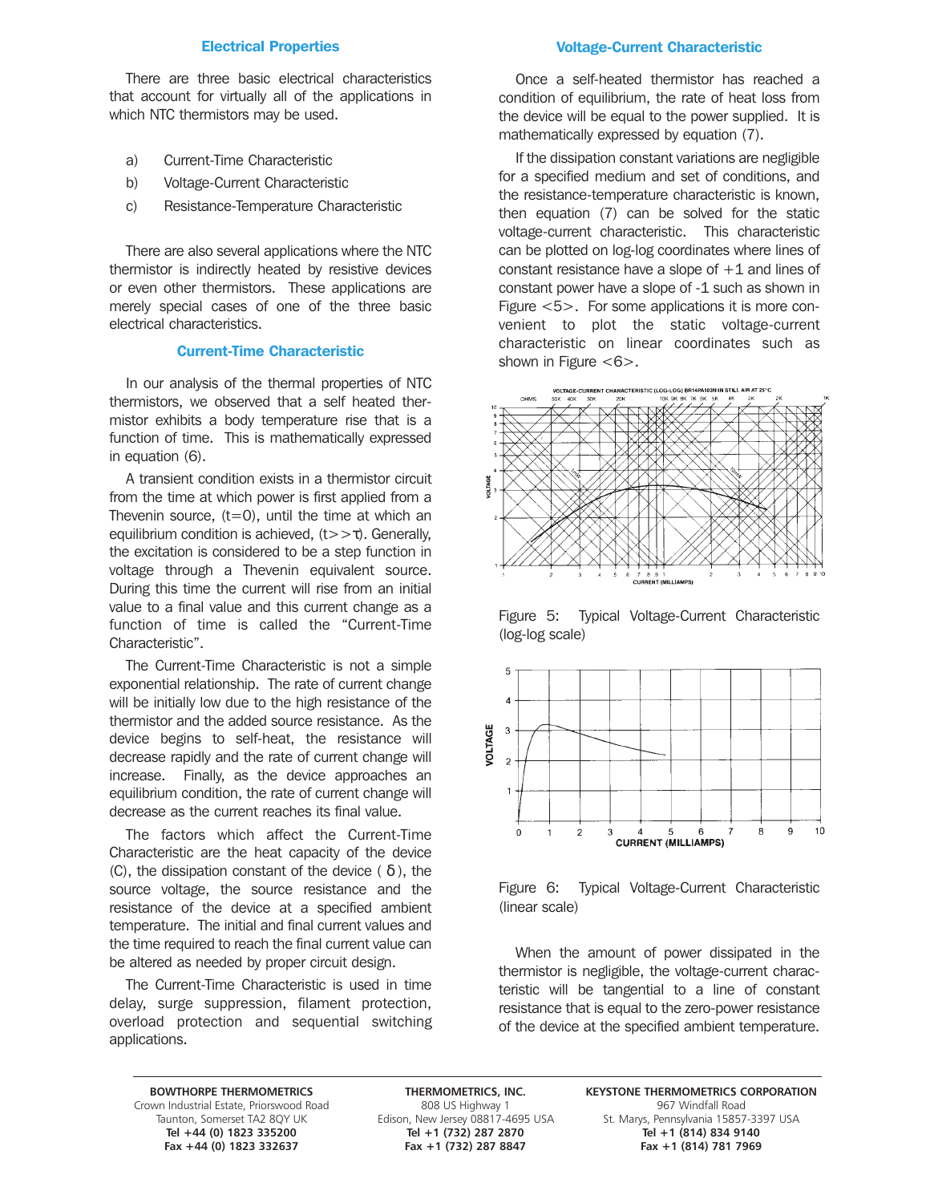## Electrical Properties

There are three basic electrical characteristics that account for virtually all of the applications in which NTC thermistors may be used.

a) Current-Time Characteristic
b) Voltage-Current Characteristic
c) Resistance-Temperature Characteristic

There are also several applications where the NTC thermistor is indirectly heated by resistive devices or even other thermistors. These applications are merely special cases of one of the three basic electrical characteristics.

### Current-Time Characteristic

In our analysis of the thermal properties of NTC thermistors, we observed that a self heated thermistor exhibits a body temperature rise that is a function of time. This is mathematically expressed in equation (6).

A transient condition exists in a thermistor circuit from the time at which power is first applied from a Thevenin source, (t=0), until the time at which an equilibrium condition is achieved, ($t >> \tau$). Generally, the excitation is considered to be a step function in voltage through a Thevenin equivalent source. During this time the current will rise from an initial value to a final value and this current change as a function of time is called the "Current-Time Characteristic".

The Current-Time Characteristic is not a simple exponential relationship. The rate of current change will be initially low due to the high resistance of the thermistor and the added source resistance. As the device begins to self-heat, the resistance will decrease rapidly and the rate of current change will increase. Finally, as the device approaches an equilibrium condition, the rate of current change will decrease as the current reaches its final value.

The factors which affect the Current-Time Characteristic are the heat capacity of the device (C), the dissipation constant of the device ( $\delta$ ), the source voltage, the source resistance and the resistance of the device at a specified ambient temperature. The initial and final current values and the time required to reach the final current value can be altered as needed by proper circuit design.

The Current-Time Characteristic is used in time delay, surge suppression, filament protection, overload protection and sequential switching applications.

### Voltage-Current Characteristic

Once a self-heated thermistor has reached a condition of equilibrium, the rate of heat loss from the device will be equal to the power supplied. It is mathematically expressed by equation (7).

If the dissipation constant variations are negligible for a specified medium and set of conditions, and the resistance-temperature characteristic is known, then equation (7) can be solved for the static voltage-current characteristic. This characteristic can be plotted on log-log coordinates where lines of constant resistance have a slope of +1 and lines of constant power have a slope of -1 such as shown in Figure <5>. For some applications it is more convenient to plot the static voltage-current characteristic on linear coordinates such as shown in Figure <6>.

Figure 5: Typical Voltage-Current Characteristic (log-log scale)

Figure 6: Typical Voltage-Current Characteristic (linear scale)

When the amount of power dissipated in the thermistor is negligible, the voltage-current characteristic will be tangential to a line of constant resistance that is equal to the zero-power resistance of the device at the specified ambient temperature.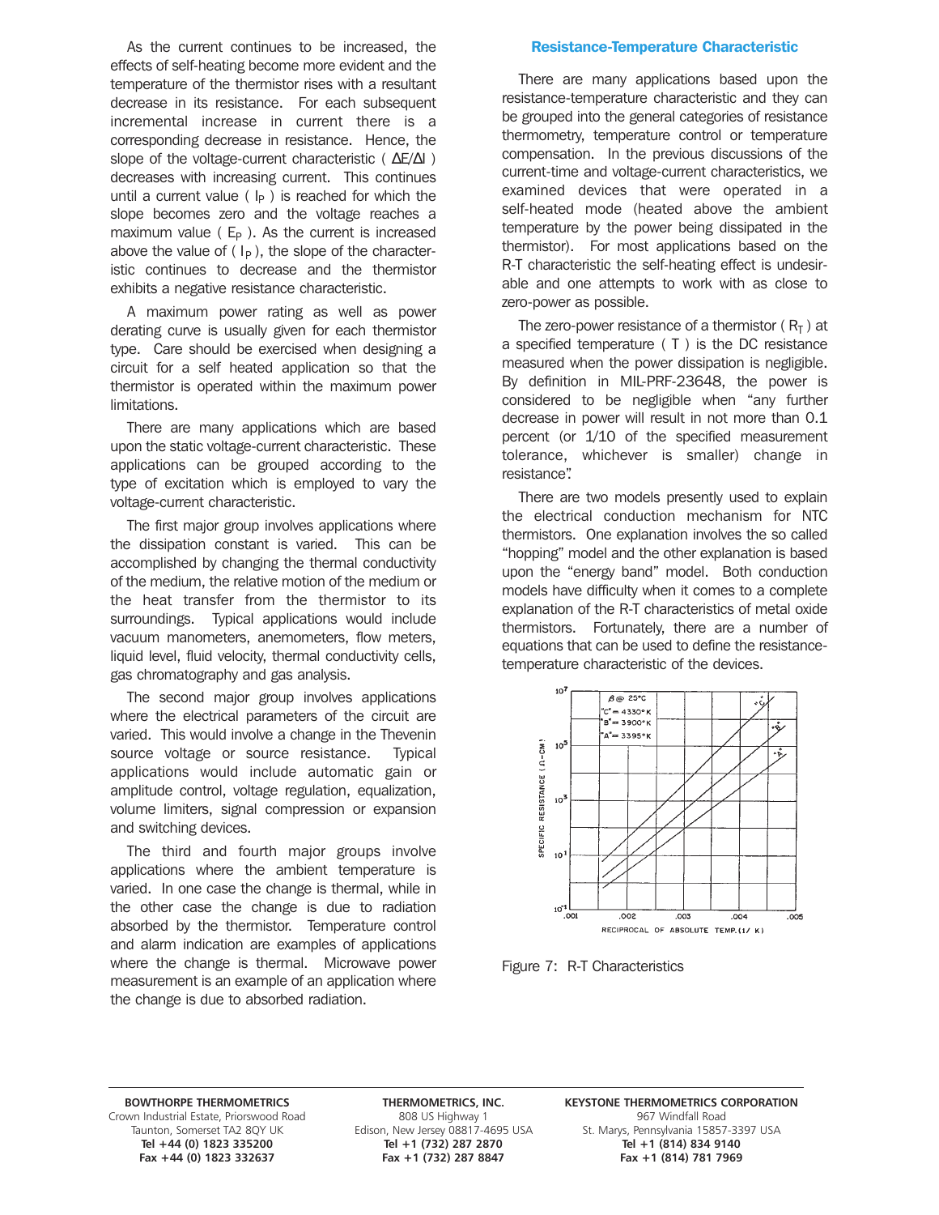As the current continues to be increased, the effects of self-heating become more evident and the temperature of the thermistor rises with a resultant decrease in its resistance. For each subsequent incremental increase in current there is a corresponding decrease in resistance. Hence, the slope of the voltage-current characteristic ( $\Delta E/\Delta I$ ) decreases with increasing current. This continues until a current value ( $I_P$ ) is reached for which the slope becomes zero and the voltage reaches a maximum value ( $E_P$ ). As the current is increased above the value of ( $I_P$ ), the slope of the characteristic continues to decrease and the thermistor exhibits a negative resistance characteristic.

A maximum power rating as well as power derating curve is usually given for each thermistor type. Care should be exercised when designing a circuit for a self heated application so that the thermistor is operated within the maximum power limitations.

There are many applications which are based upon the static voltage-current characteristic. These applications can be grouped according to the type of excitation which is employed to vary the voltage-current characteristic.

The first major group involves applications where the dissipation constant is varied. This can be accomplished by changing the thermal conductivity of the medium, the relative motion of the medium or the heat transfer from the thermistor to its surroundings. Typical applications would include vacuum manometers, anemometers, flow meters, liquid level, fluid velocity, thermal conductivity cells, gas chromatography and gas analysis.

The second major group involves applications where the electrical parameters of the circuit are varied. This would involve a change in the Thevenin source voltage or source resistance. Typical applications would include automatic gain or amplitude control, voltage regulation, equalization, volume limiters, signal compression or expansion and switching devices.

The third and fourth major groups involve applications where the ambient temperature is varied. In one case the change is thermal, while in the other case the change is due to radiation absorbed by the thermistor. Temperature control and alarm indication are examples of applications where the change is thermal. Microwave power measurement is an example of an application where the change is due to absorbed radiation.

## Resistance-Temperature Characteristic

There are many applications based upon the resistance-temperature characteristic and they can be grouped into the general categories of resistance thermometry, temperature control or temperature compensation. In the previous discussions of the current-time and voltage-current characteristics, we examined devices that were operated in a self-heated mode (heated above the ambient temperature by the power being dissipated in the thermistor). For most applications based on the R-T characteristic the self-heating effect is undesirable and one attempts to work with as close to zero-power as possible.

The zero-power resistance of a thermistor ( $R_T$ ) at a specified temperature ( T ) is the DC resistance measured when the power dissipation is negligible. By definition in MIL-PRF-23648, the power is considered to be negligible when "any further decrease in power will result in not more than 0.1 percent (or 1/10 of the specified measurement tolerance, whichever is smaller) change in resistance".

There are two models presently used to explain the electrical conduction mechanism for NTC thermistors. One explanation involves the so called "hopping" model and the other explanation is based upon the "energy band" model. Both conduction models have difficulty when it comes to a complete explanation of the R-T characteristics of metal oxide thermistors. Fortunately, there are a number of equations that can be used to define the resistance-temperature characteristic of the devices.

Figure 7: R-T Characteristics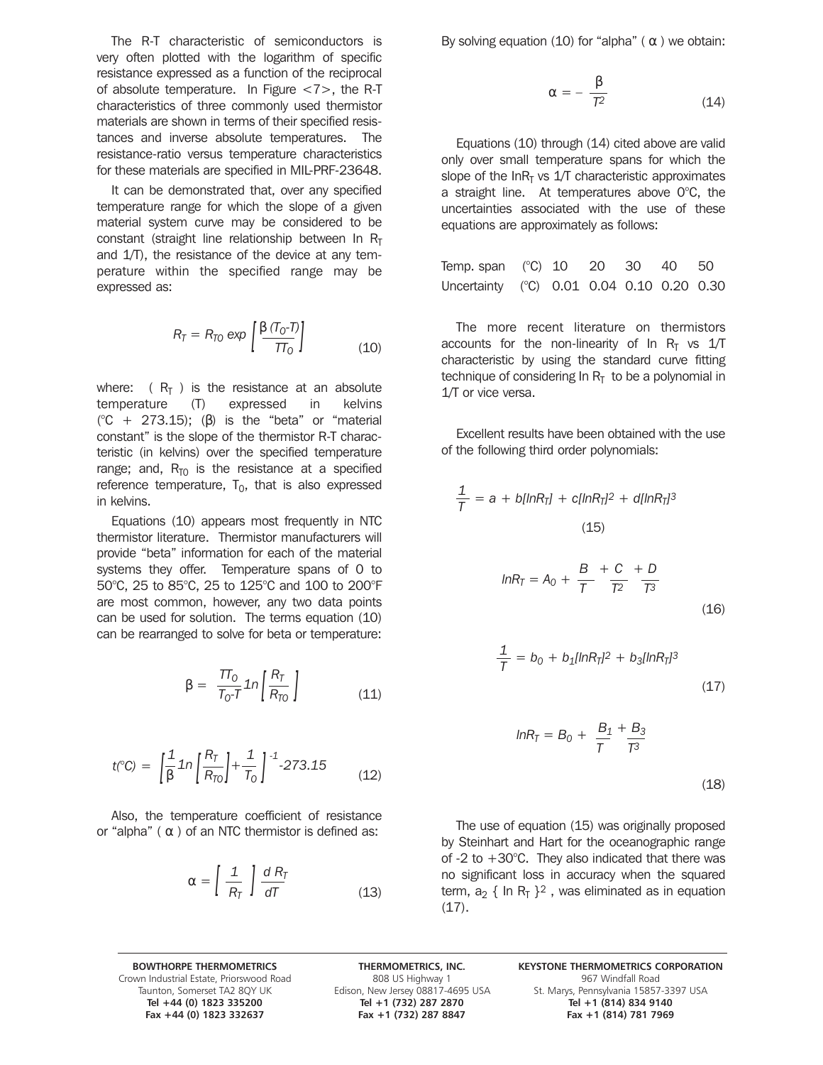The R-T characteristic of semiconductors is very often plotted with the logarithm of specific resistance expressed as a function of the reciprocal of absolute temperature. In Figure <7>, the R-T characteristics of three commonly used thermistor materials are shown in terms of their specified resistances and inverse absolute temperatures. The resistance-ratio versus temperature characteristics for these materials are specified in MIL-PRF-23648.

It can be demonstrated that, over any specified temperature range for which the slope of a given material system curve may be considered to be constant (straight line relationship between ln $R_T$ and 1/T), the resistance of the device at any temperature within the specified range may be expressed as:

$$R_T = R_{T0} \exp \left[ \frac{\beta (T_0 - T)}{T T_0} \right] \tag{10}$$

where: ( $R_T$ ) is the resistance at an absolute temperature (T) expressed in kelvins (°C + 273.15); (β) is the "beta" or "material constant" is the slope of the thermistor R-T characteristic (in kelvins) over the specified temperature range; and, $R_{T0}$ is the resistance at a specified reference temperature, $T_0$, that is also expressed in kelvins.

Equations (10) appears most frequently in NTC thermistor literature. Thermistor manufacturers will provide "beta" information for each of the material systems they offer. Temperature spans of 0 to 50°C, 25 to 85°C, 25 to 125°C and 100 to 200°F are most common, however, any two data points can be used for solution. The terms equation (10) can be rearranged to solve for beta or temperature:

$$\beta = \frac{T T_0}{T_0 - T} \ln \left[ \frac{R_T}{R_{T0}} \right] \tag{11}$$

$$t(°C) = \left[ \frac{1}{\beta} \ln \left[ \frac{R_T}{R_{T0}} \right] + \frac{1}{T_0} \right]^{-1} - 273.15 \tag{12}$$

Also, the temperature coefficient of resistance or "alpha" ( α ) of an NTC thermistor is defined as:

$$\alpha = \left[ \frac{1}{R_T} \right] \frac{d R_T}{dT} \tag{13}$$

By solving equation (10) for "alpha" ( α ) we obtain:

$$\alpha = - \frac{\beta}{T^2} \tag{14}$$

Equations (10) through (14) cited above are valid only over small temperature spans for which the slope of the $\ln R_T$ vs 1/T characteristic approximates a straight line. At temperatures above 0°C, the uncertainties associated with the use of these equations are approximately as follows:

| | | | | | | |
|---|---|---|---|---|---|---|
| Temp. span | (°C) | 10 | 20 | 30 | 40 | 50 |
| Uncertainty | (°C) | 0.01 | 0.04 | 0.10 | 0.20 | 0.30 |

The more recent literature on thermistors accounts for the non-linearity of ln $R_T$ vs 1/T characteristic by using the standard curve fitting technique of considering ln $R_T$ to be a polynomial in 1/T or vice versa.

Excellent results have been obtained with the use of the following third order polynomials:

$$\frac{1}{T} = a + b[\ln R_T] + c[\ln R_T]^2 + d[\ln R_T]^3 \tag{15}$$

$$\ln R_T = A_0 + \frac{B}{T} + \frac{C}{T^2} + \frac{D}{T^3} \tag{16}$$

$$\frac{1}{T} = b_0 + b_1[\ln R_T]^2 + b_3[\ln R_T]^3 \tag{17}$$

$$\ln R_T = B_0 + \frac{B_1}{T} + \frac{B_3}{T^3} \tag{18}$$

The use of equation (15) was originally proposed by Steinhart and Hart for the oceanographic range of -2 to +30°C. They also indicated that there was no significant loss in accuracy when the squared term, $a_2$ { ln $R_T$ }$^2$ , was eliminated as in equation (17).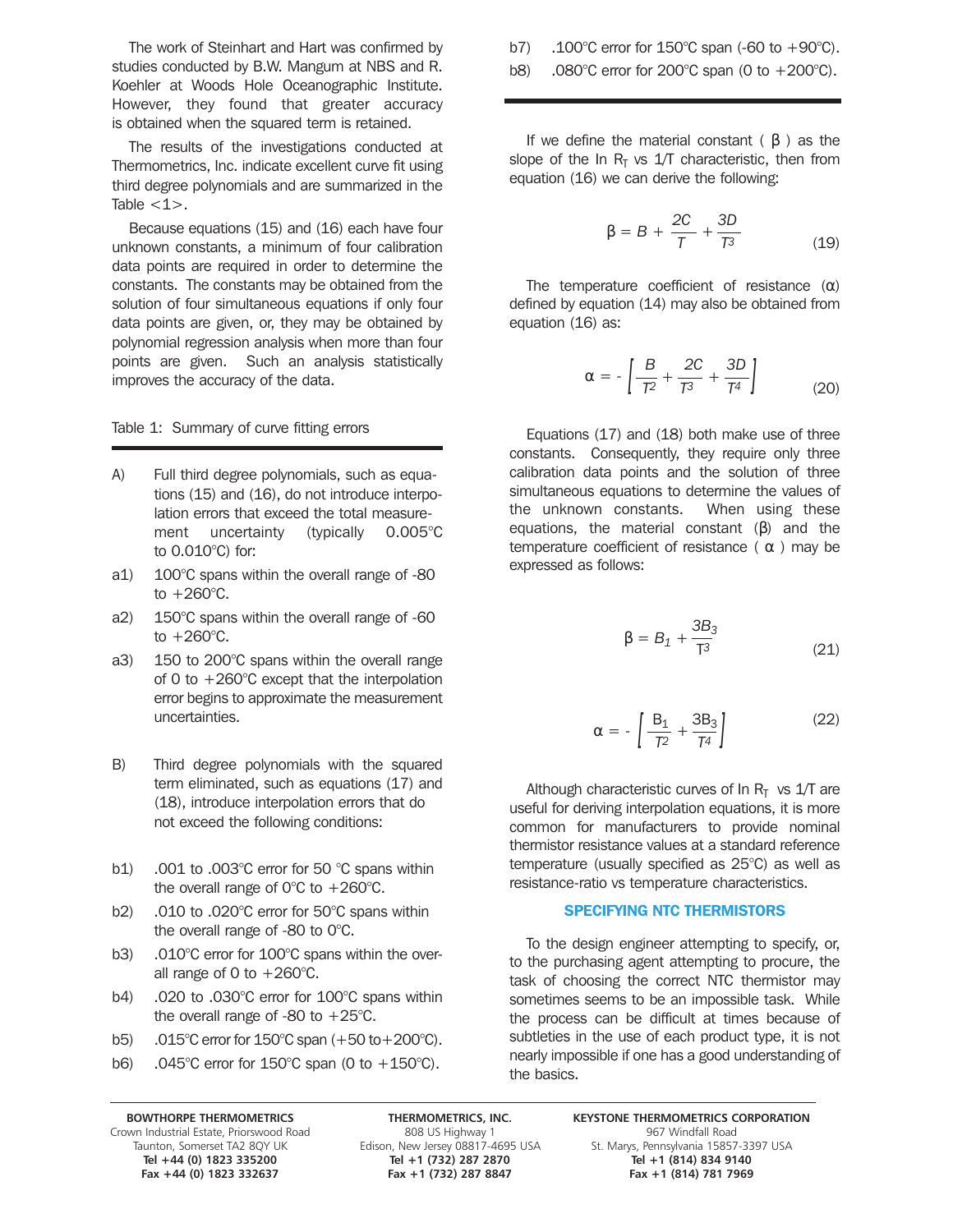The work of Steinhart and Hart was confirmed by studies conducted by B.W. Mangum at NBS and R. Koehler at Woods Hole Oceanographic Institute. However, they found that greater accuracy is obtained when the squared term is retained.

The results of the investigations conducted at Thermometrics, Inc. indicate excellent curve fit using third degree polynomials and are summarized in the Table <1>.

Because equations (15) and (16) each have four unknown constants, a minimum of four calibration data points are required in order to determine the constants. The constants may be obtained from the solution of four simultaneous equations if only four data points are given, or, they may be obtained by polynomial regression analysis when more than four points are given. Such an analysis statistically improves the accuracy of the data.

Table 1: Summary of curve fitting errors

A) Full third degree polynomials, such as equations (15) and (16), do not introduce interpolation errors that exceed the total measurement uncertainty (typically 0.005°C to 0.010°C) for:

a1) 100°C spans within the overall range of -80 to +260°C.

a2) 150°C spans within the overall range of -60 to +260°C.

a3) 150 to 200°C spans within the overall range of 0 to +260°C except that the interpolation error begins to approximate the measurement uncertainties.

B) Third degree polynomials with the squared term eliminated, such as equations (17) and (18), introduce interpolation errors that do not exceed the following conditions:

b1) .001 to .003°C error for 50 °C spans within the overall range of 0°C to +260°C.

b2) .010 to .020°C error for 50°C spans within the overall range of -80 to 0°C.

b3) .010°C error for 100°C spans within the overall range of 0 to +260°C.

b4) .020 to .030°C error for 100°C spans within the overall range of -80 to +25°C.

b5) .015°C error for 150°C span (+50 to+200°C).

b6) .045°C error for 150°C span (0 to +150°C).

b7) .100°C error for 150°C span (-60 to +90°C).

b8) .080°C error for 200°C span (0 to +200°C).

If we define the material constant ( $\beta$ ) as the slope of the ln $R_T$ vs 1/T characteristic, then from equation (16) we can derive the following:

$$\beta = B + \frac{2C}{T} + \frac{3D}{T^3} \tag{19}$$

The temperature coefficient of resistance ($\alpha$) defined by equation (14) may also be obtained from equation (16) as:

$$\alpha = -\left[\frac{B}{T^2} + \frac{2C}{T^3} + \frac{3D}{T^4}\right] \tag{20}$$

Equations (17) and (18) both make use of three constants. Consequently, they require only three calibration data points and the solution of three simultaneous equations to determine the values of the unknown constants. When using these equations, the material constant ($\beta$) and the temperature coefficient of resistance ( $\alpha$ ) may be expressed as follows:

$$\beta = B_1 + \frac{3B_3}{T^3} \tag{21}$$

$$\alpha = -\left[\frac{B_1}{T^2} + \frac{3B_3}{T^4}\right] \tag{22}$$

Although characteristic curves of ln $R_T$ vs 1/T are useful for deriving interpolation equations, it is more common for manufacturers to provide nominal thermistor resistance values at a standard reference temperature (usually specified as 25°C) as well as resistance-ratio vs temperature characteristics.

## SPECIFYING NTC THERMISTORS

To the design engineer attempting to specify, or, to the purchasing agent attempting to procure, the task of choosing the correct NTC thermistor may sometimes seems to be an impossible task. While the process can be difficult at times because of subtleties in the use of each product type, it is not nearly impossible if one has a good understanding of the basics.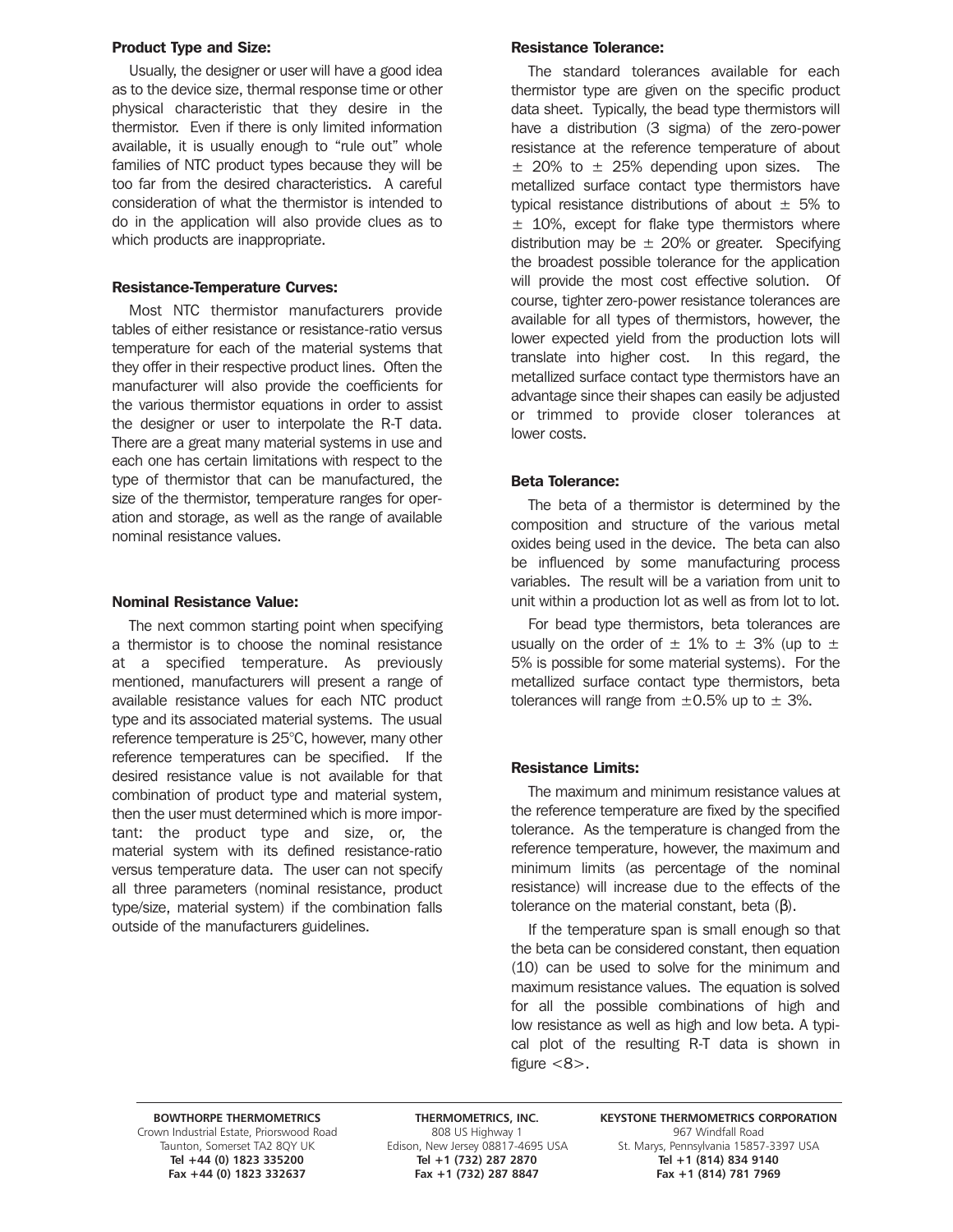### Product Type and Size:

Usually, the designer or user will have a good idea as to the device size, thermal response time or other physical characteristic that they desire in the thermistor. Even if there is only limited information available, it is usually enough to "rule out" whole families of NTC product types because they will be too far from the desired characteristics. A careful consideration of what the thermistor is intended to do in the application will also provide clues as to which products are inappropriate.

### Resistance-Temperature Curves:

Most NTC thermistor manufacturers provide tables of either resistance or resistance-ratio versus temperature for each of the material systems that they offer in their respective product lines. Often the manufacturer will also provide the coefficients for the various thermistor equations in order to assist the designer or user to interpolate the R-T data. There are a great many material systems in use and each one has certain limitations with respect to the type of thermistor that can be manufactured, the size of the thermistor, temperature ranges for operation and storage, as well as the range of available nominal resistance values.

### Nominal Resistance Value:

The next common starting point when specifying a thermistor is to choose the nominal resistance at a specified temperature. As previously mentioned, manufacturers will present a range of available resistance values for each NTC product type and its associated material systems. The usual reference temperature is 25°C, however, many other reference temperatures can be specified. If the desired resistance value is not available for that combination of product type and material system, then the user must determined which is more important: the product type and size, or, the material system with its defined resistance-ratio versus temperature data. The user can not specify all three parameters (nominal resistance, product type/size, material system) if the combination falls outside of the manufacturers guidelines.

### Resistance Tolerance:

The standard tolerances available for each thermistor type are given on the specific product data sheet. Typically, the bead type thermistors will have a distribution (3 sigma) of the zero-power resistance at the reference temperature of about $\pm$ 20% to $\pm$ 25% depending upon sizes. The metallized surface contact type thermistors have typical resistance distributions of about $\pm$ 5% to $\pm$ 10%, except for flake type thermistors where distribution may be $\pm$ 20% or greater. Specifying the broadest possible tolerance for the application will provide the most cost effective solution. Of course, tighter zero-power resistance tolerances are available for all types of thermistors, however, the lower expected yield from the production lots will translate into higher cost. In this regard, the metallized surface contact type thermistors have an advantage since their shapes can easily be adjusted or trimmed to provide closer tolerances at lower costs.

### Beta Tolerance:

The beta of a thermistor is determined by the composition and structure of the various metal oxides being used in the device. The beta can also be influenced by some manufacturing process variables. The result will be a variation from unit to unit within a production lot as well as from lot to lot.

For bead type thermistors, beta tolerances are usually on the order of $\pm$ 1% to $\pm$ 3% (up to $\pm$ 5% is possible for some material systems). For the metallized surface contact type thermistors, beta tolerances will range from $\pm$0.5% up to $\pm$ 3%.

### Resistance Limits:

The maximum and minimum resistance values at the reference temperature are fixed by the specified tolerance. As the temperature is changed from the reference temperature, however, the maximum and minimum limits (as percentage of the nominal resistance) will increase due to the effects of the tolerance on the material constant, beta ($\beta$).

If the temperature span is small enough so that the beta can be considered constant, then equation (10) can be used to solve for the minimum and maximum resistance values. The equation is solved for all the possible combinations of high and low resistance as well as high and low beta. A typical plot of the resulting R-T data is shown in figure <8>.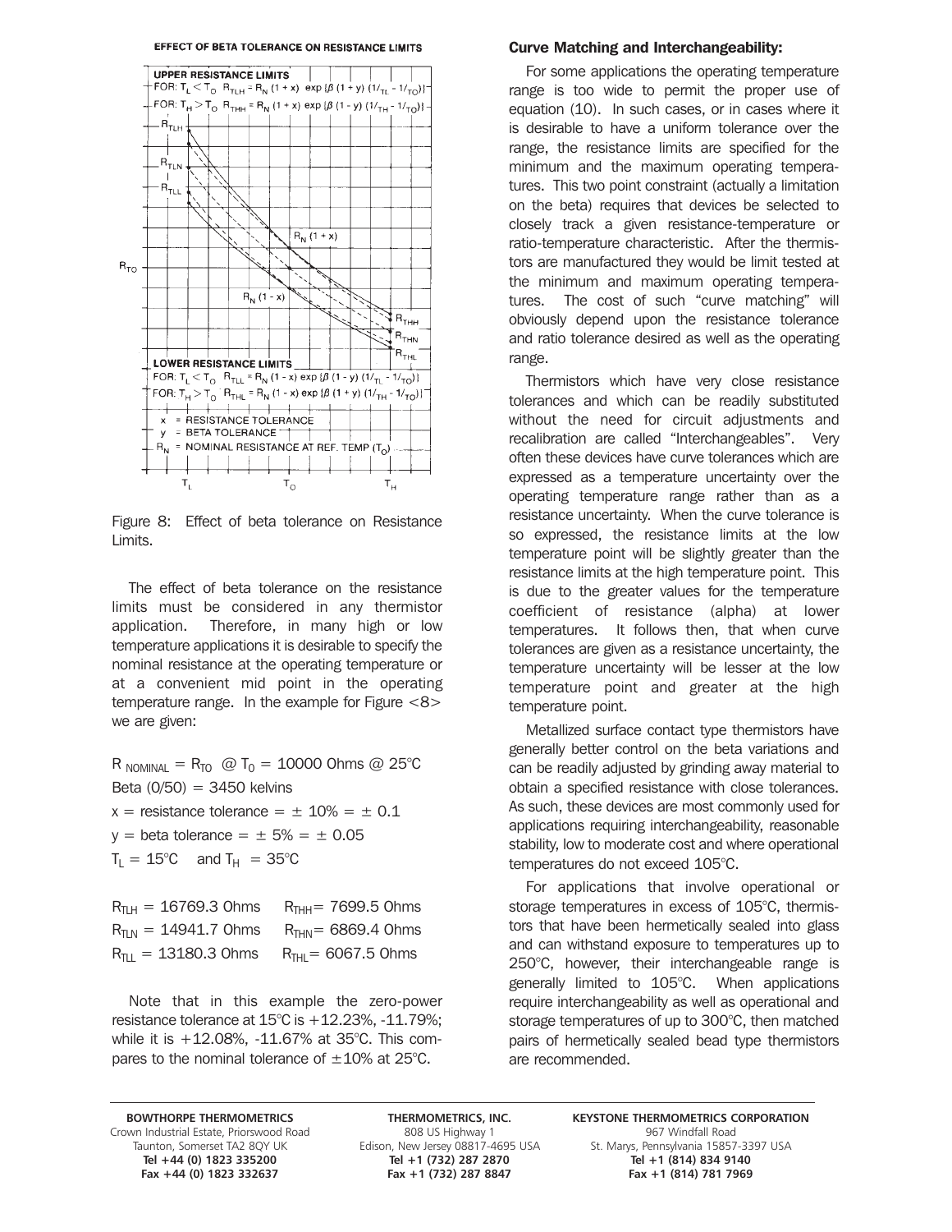Figure 8: Effect of beta tolerance on Resistance Limits.

The effect of beta tolerance on the resistance limits must be considered in any thermistor application. Therefore, in many high or low temperature applications it is desirable to specify the nominal resistance at the operating temperature or at a convenient mid point in the operating temperature range. In the example for Figure <8> we are given:

$R_{NOMINAL} = R_{T0}$ @ $T_0 = 10000$ Ohms @ 25°C
Beta (0/50) = 3450 kelvins
x = resistance tolerance = ± 10% = ± 0.1
y = beta tolerance = ± 5% = ± 0.05
$T_L = 15$°C and $T_H = 35$°C

$R_{TLH} = 16769.3$ Ohms    $R_{THH} = 7699.5$ Ohms
$R_{TLN} = 14941.7$ Ohms    $R_{THN} = 6869.4$ Ohms
$R_{TLL} = 13180.3$ Ohms    $R_{THL} = 6067.5$ Ohms

Note that in this example the zero-power resistance tolerance at 15°C is +12.23%, -11.79%; while it is +12.08%, -11.67% at 35°C. This compares to the nominal tolerance of ±10% at 25°C.

### Curve Matching and Interchangeability:

For some applications the operating temperature range is too wide to permit the proper use of equation (10). In such cases, or in cases where it is desirable to have a uniform tolerance over the range, the resistance limits are specified for the minimum and the maximum operating temperatures. This two point constraint (actually a limitation on the beta) requires that devices be selected to closely track a given resistance-temperature or ratio-temperature characteristic. After the thermistors are manufactured they would be limit tested at the minimum and maximum operating temperatures. The cost of such "curve matching" will obviously depend upon the resistance tolerance and ratio tolerance desired as well as the operating range.

Thermistors which have very close resistance tolerances and which can be readily substituted without the need for circuit adjustments and recalibration are called "Interchangeables". Very often these devices have curve tolerances which are expressed as a temperature uncertainty over the operating temperature range rather than as a resistance uncertainty. When the curve tolerance is so expressed, the resistance limits at the low temperature point will be slightly greater than the resistance limits at the high temperature point. This is due to the greater values for the temperature coefficient of resistance (alpha) at lower temperatures. It follows then, that when curve tolerances are given as a resistance uncertainty, the temperature uncertainty will be lesser at the low temperature point and greater at the high temperature point.

Metallized surface contact type thermistors have generally better control on the beta variations and can be readily adjusted by grinding away material to obtain a specified resistance with close tolerances. As such, these devices are most commonly used for applications requiring interchangeability, reasonable stability, low to moderate cost and where operational temperatures do not exceed 105°C.

For applications that involve operational or storage temperatures in excess of 105°C, thermistors that have been hermetically sealed into glass and can withstand exposure to temperatures up to 250°C, however, their interchangeable range is generally limited to 105°C. When applications require interchangeability as well as operational and storage temperatures of up to 300°C, then matched pairs of hermetically sealed bead type thermistors are recommended.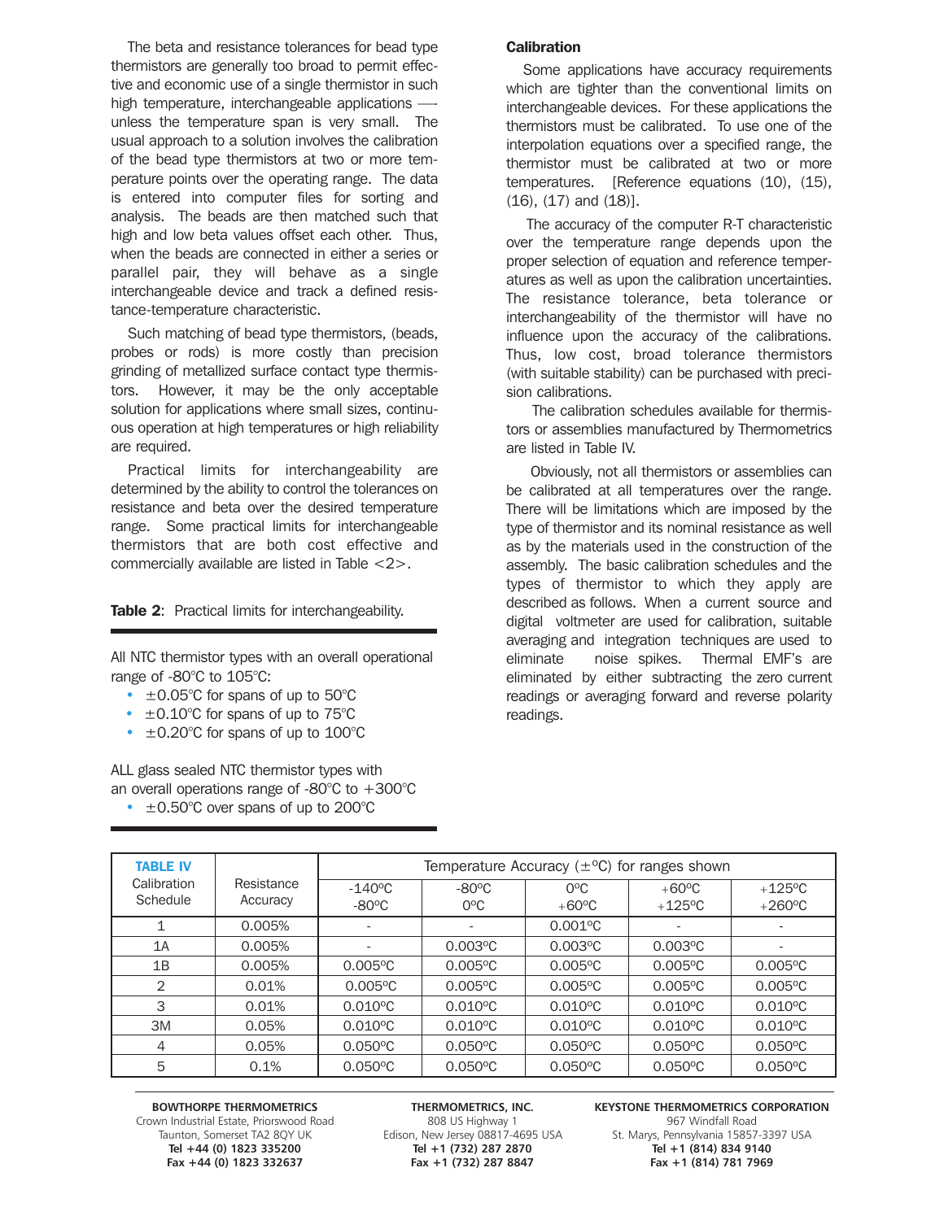The beta and resistance tolerances for bead type thermistors are generally too broad to permit effective and economic use of a single thermistor in such high temperature, interchangeable applications —- unless the temperature span is very small. The usual approach to a solution involves the calibration of the bead type thermistors at two or more temperature points over the operating range. The data is entered into computer files for sorting and analysis. The beads are then matched such that high and low beta values offset each other. Thus, when the beads are connected in either a series or parallel pair, they will behave as a single interchangeable device and track a defined resistance-temperature characteristic.

Such matching of bead type thermistors, (beads, probes or rods) is more costly than precision grinding of metallized surface contact type thermistors. However, it may be the only acceptable solution for applications where small sizes, continuous operation at high temperatures or high reliability are required.

Practical limits for interchangeability are determined by the ability to control the tolerances on resistance and beta over the desired temperature range. Some practical limits for interchangeable thermistors that are both cost effective and commercially available are listed in Table <2>.

**Table 2**: Practical limits for interchangeability.

All NTC thermistor types with an overall operational range of -80°C to 105°C:

- ±0.05°C for spans of up to 50°C
- ±0.10°C for spans of up to 75°C
- ±0.20°C for spans of up to 100°C

ALL glass sealed NTC thermistor types with an overall operations range of -80°C to +300°C

- ±0.50°C over spans of up to 200°C

## Calibration

Some applications have accuracy requirements which are tighter than the conventional limits on interchangeable devices. For these applications the thermistors must be calibrated. To use one of the interpolation equations over a specified range, the thermistor must be calibrated at two or more temperatures. [Reference equations (10), (15), (16), (17) and (18)].

The accuracy of the computer R-T characteristic over the temperature range depends upon the proper selection of equation and reference temperatures as well as upon the calibration uncertainties. The resistance tolerance, beta tolerance or interchangeability of the thermistor will have no influence upon the accuracy of the calibrations. Thus, low cost, broad tolerance thermistors (with suitable stability) can be purchased with precision calibrations.

The calibration schedules available for thermistors or assemblies manufactured by Thermometrics are listed in Table IV.

Obviously, not all thermistors or assemblies can be calibrated at all temperatures over the range. There will be limitations which are imposed by the type of thermistor and its nominal resistance as well as by the materials used in the construction of the assembly. The basic calibration schedules and the types of thermistor to which they apply are described as follows. When a current source and digital voltmeter are used for calibration, suitable averaging and integration techniques are used to eliminate noise spikes. Thermal EMF's are eliminated by either subtracting the zero current readings or averaging forward and reverse polarity readings.

| **TABLE IV** Calibration Schedule | Resistance Accuracy | Temperature Accuracy (±°C) for ranges shown | | | | |
|---|---|---|---|---|---|---|
| | | -140°C -80°C | -80°C 0°C | 0°C +60°C | +60°C +125°C | +125°C +260°C |
| 1 | 0.005% | - | - | 0.001°C | - | - |
| 1A | 0.005% | - | 0.003°C | 0.003°C | 0.003°C | - |
| 1B | 0.005% | 0.005°C | 0.005°C | 0.005°C | 0.005°C | 0.005°C |
| 2 | 0.01% | 0.005°C | 0.005°C | 0.005°C | 0.005°C | 0.005°C |
| 3 | 0.01% | 0.010°C | 0.010°C | 0.010°C | 0.010°C | 0.010°C |
| 3M | 0.05% | 0.010°C | 0.010°C | 0.010°C | 0.010°C | 0.010°C |
| 4 | 0.05% | 0.050°C | 0.050°C | 0.050°C | 0.050°C | 0.050°C |
| 5 | 0.1% | 0.050°C | 0.050°C | 0.050°C | 0.050°C | 0.050°C |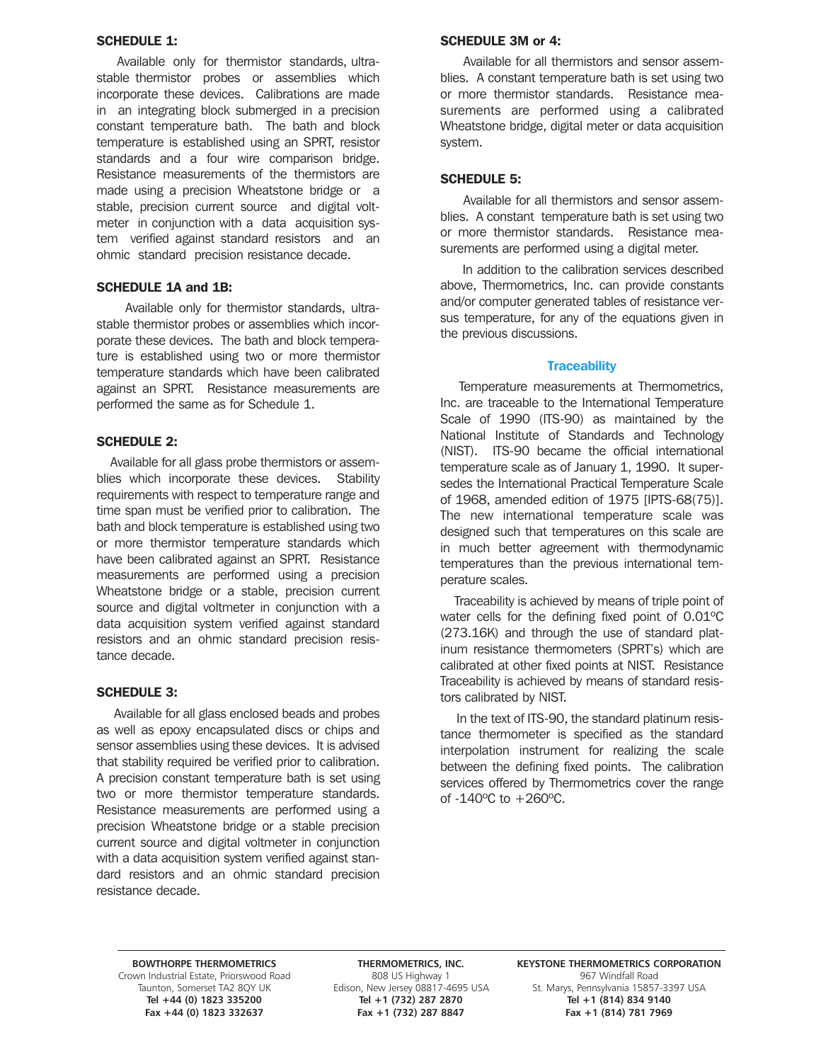### SCHEDULE 1:

Available only for thermistor standards, ultra-stable thermistor probes or assemblies which incorporate these devices. Calibrations are made in an integrating block submerged in a precision constant temperature bath. The bath and block temperature is established using an SPRT, resistor standards and a four wire comparison bridge. Resistance measurements of the thermistors are made using a precision Wheatstone bridge or a stable, precision current source and digital voltmeter in conjunction with a data acquisition system verified against standard resistors and an ohmic standard precision resistance decade.

### SCHEDULE 1A and 1B:

Available only for thermistor standards, ultra-stable thermistor probes or assemblies which incorporate these devices. The bath and block temperature is established using two or more thermistor temperature standards which have been calibrated against an SPRT. Resistance measurements are performed the same as for Schedule 1.

### SCHEDULE 2:

Available for all glass probe thermistors or assemblies which incorporate these devices. Stability requirements with respect to temperature range and time span must be verified prior to calibration. The bath and block temperature is established using two or more thermistor temperature standards which have been calibrated against an SPRT. Resistance measurements are performed using a precision Wheatstone bridge or a stable, precision current source and digital voltmeter in conjunction with a data acquisition system verified against standard resistors and an ohmic standard precision resistance decade.

### SCHEDULE 3:

Available for all glass enclosed beads and probes as well as epoxy encapsulated discs or chips and sensor assemblies using these devices. It is advised that stability required be verified prior to calibration. A precision constant temperature bath is set using two or more thermistor temperature standards. Resistance measurements are performed using a precision Wheatstone bridge or a stable precision current source and digital voltmeter in conjunction with a data acquisition system verified against standard resistors and an ohmic standard precision resistance decade.

### SCHEDULE 3M or 4:

Available for all thermistors and sensor assemblies. A constant temperature bath is set using two or more thermistor standards. Resistance measurements are performed using a calibrated Wheatstone bridge, digital meter or data acquisition system.

### SCHEDULE 5:

Available for all thermistors and sensor assemblies. A constant temperature bath is set using two or more thermistor standards. Resistance measurements are performed using a digital meter.

In addition to the calibration services described above, Thermometrics, Inc. can provide constants and/or computer generated tables of resistance versus temperature, for any of the equations given in the previous discussions.

## Traceability

Temperature measurements at Thermometrics, Inc. are traceable to the International Temperature Scale of 1990 (ITS-90) as maintained by the National Institute of Standards and Technology (NIST). ITS-90 became the official international temperature scale as of January 1, 1990. It supersedes the International Practical Temperature Scale of 1968, amended edition of 1975 [IPTS-68(75)]. The new international temperature scale was designed such that temperatures on this scale are in much better agreement with thermodynamic temperatures than the previous international temperature scales.

Traceability is achieved by means of triple point of water cells for the defining fixed point of 0.01ºC (273.16K) and through the use of standard platinum resistance thermometers (SPRT's) which are calibrated at other fixed points at NIST. Resistance Traceability is achieved by means of standard resistors calibrated by NIST.

In the text of ITS-90, the standard platinum resistance thermometer is specified as the standard interpolation instrument for realizing the scale between the defining fixed points. The calibration services offered by Thermometrics cover the range of -140ºC to +260ºC.

**BOWTHORPE THERMOMETRICS**
Crown Industrial Estate, Priorswood Road
Taunton, Somerset TA2 8QY UK
**Tel +44 (0) 1823 335200**
**Fax +44 (0) 1823 332637**

**THERMOMETRICS, INC.**
808 US Highway 1
Edison, New Jersey 08817-4695 USA
**Tel +1 (732) 287 2870**
**Fax +1 (732) 287 8847**

**KEYSTONE THERMOMETRICS CORPORATION**
967 Windfall Road
St. Marys, Pennsylvania 15857-3397 USA
**Tel +1 (814) 834 9140**
**Fax +1 (814) 781 7969**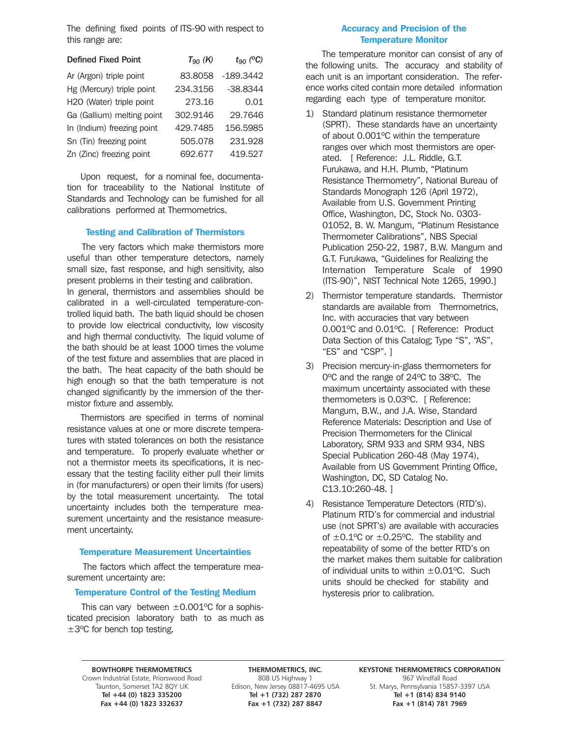The defining fixed points of ITS-90 with respect to this range are:

| Defined Fixed Point | $T_{90}$ (K) | $t_{90}$ (°C) |
|---|---|---|
| Ar (Argon) triple point | 83.8058 | -189.3442 |
| Hg (Mercury) triple point | 234.3156 | -38.8344 |
| H20 (Water) triple point | 273.16 | 0.01 |
| Ga (Gallium) melting point | 302.9146 | 29.7646 |
| In (Indium) freezing point | 429.7485 | 156.5985 |
| Sn (Tin) freezing point | 505.078 | 231.928 |
| Zn (Zinc) freezing point | 692.677 | 419.527 |

Upon request, for a nominal fee, documentation for traceability to the National Institute of Standards and Technology can be furnished for all calibrations performed at Thermometrics.

### Testing and Calibration of Thermistors

The very factors which make thermistors more useful than other temperature detectors, namely small size, fast response, and high sensitivity, also present problems in their testing and calibration.
In general, thermistors and assemblies should be calibrated in a well-circulated temperature-controlled liquid bath. The bath liquid should be chosen to provide low electrical conductivity, low viscosity and high thermal conductivity. The liquid volume of the bath should be at least 1000 times the volume of the test fixture and assemblies that are placed in the bath. The heat capacity of the bath should be high enough so that the bath temperature is not changed significantly by the immersion of the thermistor fixture and assembly.

Thermistors are specified in terms of nominal resistance values at one or more discrete temperatures with stated tolerances on both the resistance and temperature. To properly evaluate whether or not a thermistor meets its specifications, it is necessary that the testing facility either pull their limits in (for manufacturers) or open their limits (for users) by the total measurement uncertainty. The total uncertainty includes both the temperature measurement uncertainty and the resistance measurement uncertainty.

### Temperature Measurement Uncertainties

The factors which affect the temperature measurement uncertainty are:

### Temperature Control of the Testing Medium

This can vary between ±0.001ºC for a sophisticated precision laboratory bath to as much as ±3ºC for bench top testing.

### Accuracy and Precision of the Temperature Monitor

The temperature monitor can consist of any of the following units. The accuracy and stability of each unit is an important consideration. The reference works cited contain more detailed information regarding each type of temperature monitor.

1) Standard platinum resistance thermometer (SPRT). These standards have an uncertainty of about 0.001ºC within the temperature ranges over which most thermistors are operated. [ Reference: J.L. Riddle, G.T. Furukawa, and H.H. Plumb, "Platinum Resistance Thermometry", National Bureau of Standards Monograph 126 (April 1972), Available from U.S. Government Printing Office, Washington, DC, Stock No. 0303-01052, B. W. Mangum, "Platinum Resistance Thermometer Calibrations", NBS Special Publication 250-22, 1987, B.W. Mangum and G.T. Furukawa, "Guidelines for Realizing the Internation Temperature Scale of 1990 (ITS-90)", NIST Technical Note 1265, 1990.]
2) Thermistor temperature standards. Thermistor standards are available from Thermometrics, Inc. with accuracies that vary between 0.001ºC and 0.01ºC. [ Reference: Product Data Section of this Catalog; Type "S", "AS", "ES" and "CSP". ]
3) Precision mercury-in-glass thermometers for 0ºC and the range of 24ºC to 38ºC. The maximum uncertainty associated with these thermometers is 0.03ºC. [ Reference: Mangum, B.W., and J.A. Wise, Standard Reference Materials: Description and Use of Precision Thermometers for the Clinical Laboratory, SRM 933 and SRM 934, NBS Special Publication 260-48 (May 1974), Available from US Government Printing Office, Washington, DC, SD Catalog No. C13.10:260-48. ]
4) Resistance Temperature Detectors (RTD's). Platinum RTD's for commercial and industrial use (not SPRT's) are available with accuracies of ±0.1ºC or ±0.25ºC. The stability and repeatability of some of the better RTD's on the market makes them suitable for calibration of individual units to within ±0.01ºC. Such units should be checked for stability and hysteresis prior to calibration.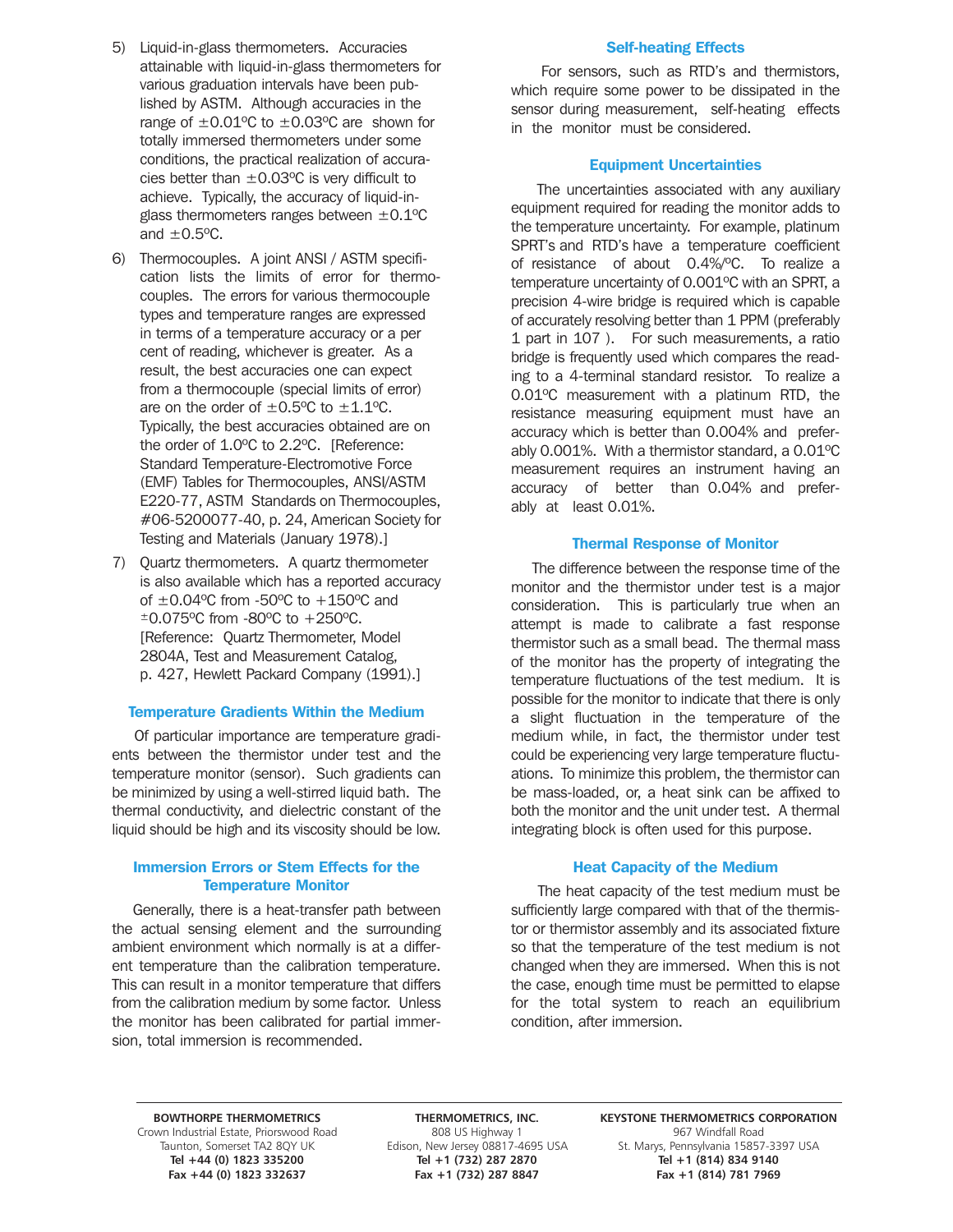5) Liquid-in-glass thermometers. Accuracies attainable with liquid-in-glass thermometers for various graduation intervals have been published by ASTM. Although accuracies in the range of ±0.01ºC to ±0.03ºC are shown for totally immersed thermometers under some conditions, the practical realization of accuracies better than ±0.03ºC is very difficult to achieve. Typically, the accuracy of liquid-in-glass thermometers ranges between ±0.1ºC and ±0.5ºC.

6) Thermocouples. A joint ANSI / ASTM specification lists the limits of error for thermocouples. The errors for various thermocouple types and temperature ranges are expressed in terms of a temperature accuracy or a per cent of reading, whichever is greater. As a result, the best accuracies one can expect from a thermocouple (special limits of error) are on the order of ±0.5ºC to ±1.1ºC. Typically, the best accuracies obtained are on the order of 1.0ºC to 2.2ºC. [Reference: Standard Temperature-Electromotive Force (EMF) Tables for Thermocouples, ANSI/ASTM E220-77, ASTM Standards on Thermocouples, #06-5200077-40, p. 24, American Society for Testing and Materials (January 1978).]

7) Quartz thermometers. A quartz thermometer is also available which has a reported accuracy of ±0.04ºC from -50ºC to +150ºC and ±0.075ºC from -80ºC to +250ºC. [Reference: Quartz Thermometer, Model 2804A, Test and Measurement Catalog, p. 427, Hewlett Packard Company (1991).]

## Temperature Gradients Within the Medium

Of particular importance are temperature gradients between the thermistor under test and the temperature monitor (sensor). Such gradients can be minimized by using a well-stirred liquid bath. The thermal conductivity, and dielectric constant of the liquid should be high and its viscosity should be low.

## Immersion Errors or Stem Effects for the Temperature Monitor

Generally, there is a heat-transfer path between the actual sensing element and the surrounding ambient environment which normally is at a different temperature than the calibration temperature. This can result in a monitor temperature that differs from the calibration medium by some factor. Unless the monitor has been calibrated for partial immersion, total immersion is recommended.

## Self-heating Effects

For sensors, such as RTD's and thermistors, which require some power to be dissipated in the sensor during measurement, self-heating effects in the monitor must be considered.

## Equipment Uncertainties

The uncertainties associated with any auxiliary equipment required for reading the monitor adds to the temperature uncertainty. For example, platinum SPRT's and RTD's have a temperature coefficient of resistance of about 0.4%/ºC. To realize a temperature uncertainty of 0.001ºC with an SPRT, a precision 4-wire bridge is required which is capable of accurately resolving better than 1 PPM (preferably 1 part in $10^7$ ). For such measurements, a ratio bridge is frequently used which compares the reading to a 4-terminal standard resistor. To realize a 0.01ºC measurement with a platinum RTD, the resistance measuring equipment must have an accuracy which is better than 0.004% and preferably 0.001%. With a thermistor standard, a 0.01ºC measurement requires an instrument having an accuracy of better than 0.04% and preferably at least 0.01%.

## Thermal Response of Monitor

The difference between the response time of the monitor and the thermistor under test is a major consideration. This is particularly true when an attempt is made to calibrate a fast response thermistor such as a small bead. The thermal mass of the monitor has the property of integrating the temperature fluctuations of the test medium. It is possible for the monitor to indicate that there is only a slight fluctuation in the temperature of the medium while, in fact, the thermistor under test could be experiencing very large temperature fluctuations. To minimize this problem, the thermistor can be mass-loaded, or, a heat sink can be affixed to both the monitor and the unit under test. A thermal integrating block is often used for this purpose.

## Heat Capacity of the Medium

The heat capacity of the test medium must be sufficiently large compared with that of the thermistor or thermistor assembly and its associated fixture so that the temperature of the test medium is not changed when they are immersed. When this is not the case, enough time must be permitted to elapse for the total system to reach an equilibrium condition, after immersion.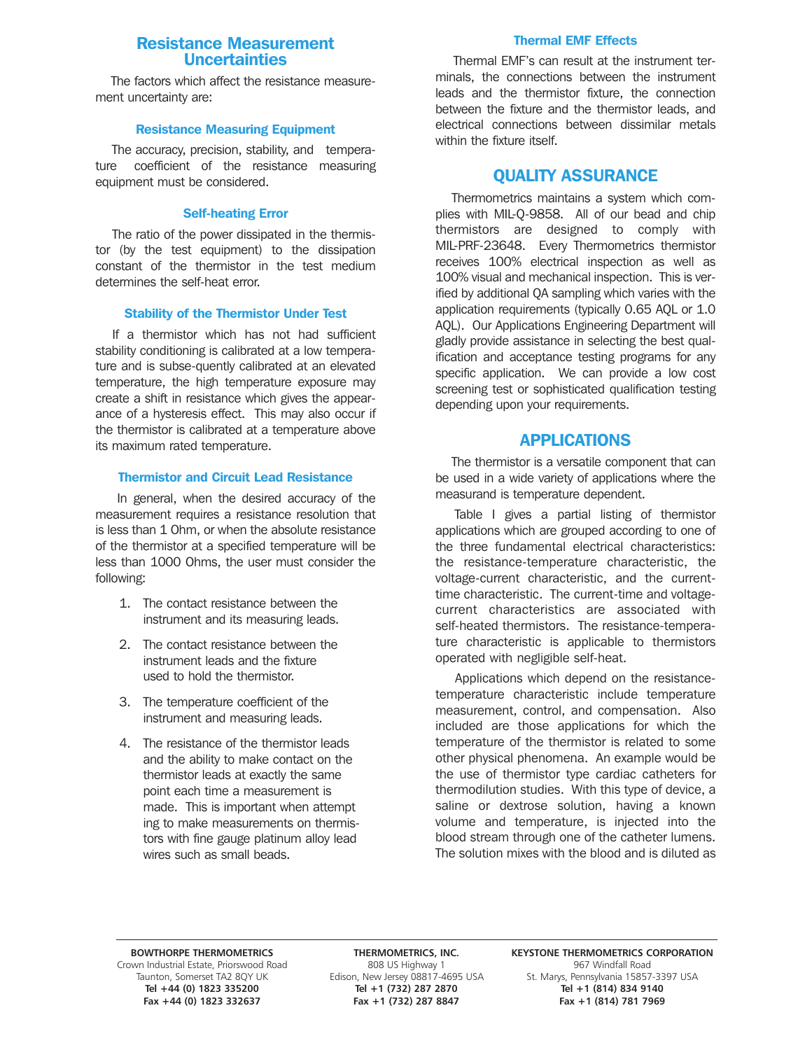## Resistance Measurement Uncertainties

The factors which affect the resistance measurement uncertainty are:

### Resistance Measuring Equipment

The accuracy, precision, stability, and temperature coefficient of the resistance measuring equipment must be considered.

### Self-heating Error

The ratio of the power dissipated in the thermistor (by the test equipment) to the dissipation constant of the thermistor in the test medium determines the self-heat error.

### Stability of the Thermistor Under Test

If a thermistor which has not had sufficient stability conditioning is calibrated at a low temperature and is subse-quently calibrated at an elevated temperature, the high temperature exposure may create a shift in resistance which gives the appearance of a hysteresis effect. This may also occur if the thermistor is calibrated at a temperature above its maximum rated temperature.

### Thermistor and Circuit Lead Resistance

In general, when the desired accuracy of the measurement requires a resistance resolution that is less than 1 Ohm, or when the absolute resistance of the thermistor at a specified temperature will be less than 1000 Ohms, the user must consider the following:

1. The contact resistance between the instrument and its measuring leads.
2. The contact resistance between the instrument leads and the fixture used to hold the thermistor.
3. The temperature coefficient of the instrument and measuring leads.
4. The resistance of the thermistor leads and the ability to make contact on the thermistor leads at exactly the same point each time a measurement is made. This is important when attempt ing to make measurements on thermistors with fine gauge platinum alloy lead wires such as small beads.

### Thermal EMF Effects

Thermal EMF's can result at the instrument terminals, the connections between the instrument leads and the thermistor fixture, the connection between the fixture and the thermistor leads, and electrical connections between dissimilar metals within the fixture itself.

## QUALITY ASSURANCE

Thermometrics maintains a system which complies with MIL-Q-9858. All of our bead and chip thermistors are designed to comply with MIL-PRF-23648. Every Thermometrics thermistor receives 100% electrical inspection as well as 100% visual and mechanical inspection. This is verified by additional QA sampling which varies with the application requirements (typically 0.65 AQL or 1.0 AQL). Our Applications Engineering Department will gladly provide assistance in selecting the best qualification and acceptance testing programs for any specific application. We can provide a low cost screening test or sophisticated qualification testing depending upon your requirements.

## APPLICATIONS

The thermistor is a versatile component that can be used in a wide variety of applications where the measurand is temperature dependent.

Table I gives a partial listing of thermistor applications which are grouped according to one of the three fundamental electrical characteristics: the resistance-temperature characteristic, the voltage-current characteristic, and the current-time characteristic. The current-time and voltage-current characteristics are associated with self-heated thermistors. The resistance-temperature characteristic is applicable to thermistors operated with negligible self-heat.

Applications which depend on the resistance-temperature characteristic include temperature measurement, control, and compensation. Also included are those applications for which the temperature of the thermistor is related to some other physical phenomena. An example would be the use of thermistor type cardiac catheters for thermodilution studies. With this type of device, a saline or dextrose solution, having a known volume and temperature, is injected into the blood stream through one of the catheter lumens. The solution mixes with the blood and is diluted as

**BOWTHORPE THERMOMETRICS**
Crown Industrial Estate, Priorswood Road
Taunton, Somerset TA2 8QY UK
**Tel +44 (0) 1823 335200**
**Fax +44 (0) 1823 332637**

**THERMOMETRICS, INC.**
808 US Highway 1
Edison, New Jersey 08817-4695 USA
**Tel +1 (732) 287 2870**
**Fax +1 (732) 287 8847**

**KEYSTONE THERMOMETRICS CORPORATION**
967 Windfall Road
St. Marys, Pennsylvania 15857-3397 USA
**Tel +1 (814) 834 9140**
**Fax +1 (814) 781 7969**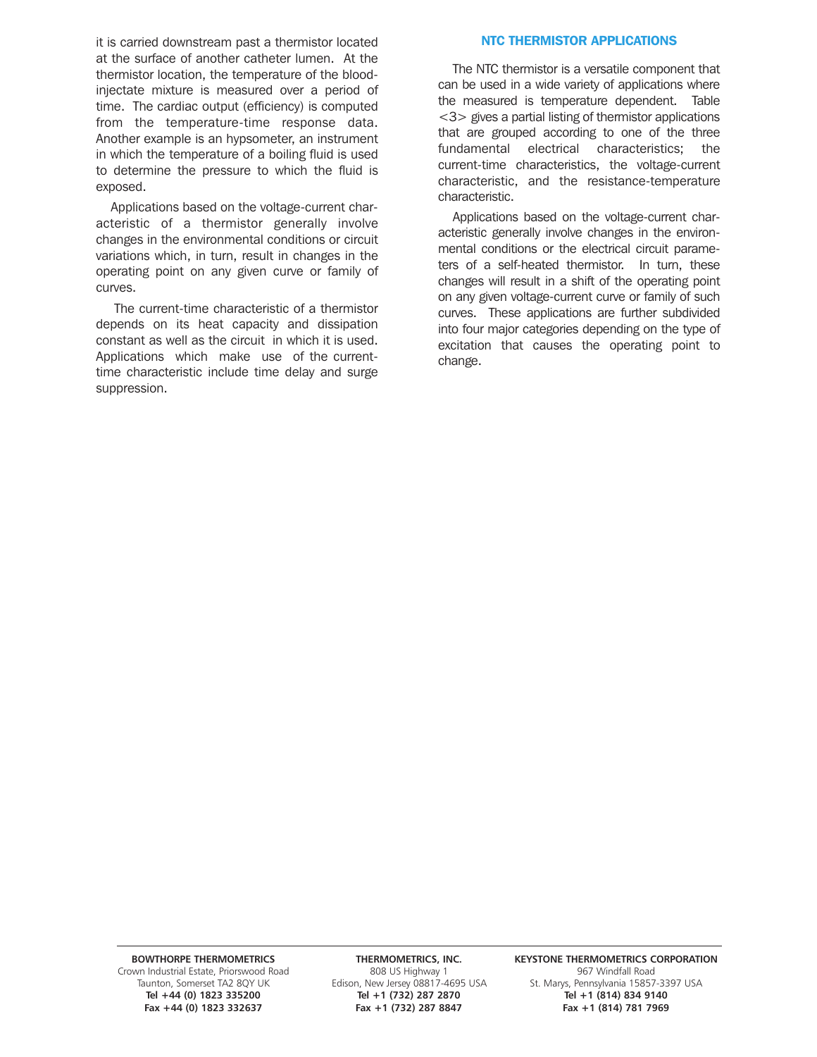it is carried downstream past a thermistor located at the surface of another catheter lumen. At the thermistor location, the temperature of the blood-injectate mixture is measured over a period of time. The cardiac output (efficiency) is computed from the temperature-time response data. Another example is an hypsometer, an instrument in which the temperature of a boiling fluid is used to determine the pressure to which the fluid is exposed.

Applications based on the voltage-current characteristic of a thermistor generally involve changes in the environmental conditions or circuit variations which, in turn, result in changes in the operating point on any given curve or family of curves.

The current-time characteristic of a thermistor depends on its heat capacity and dissipation constant as well as the circuit in which it is used. Applications which make use of the current-time characteristic include time delay and surge suppression.

## NTC THERMISTOR APPLICATIONS

The NTC thermistor is a versatile component that can be used in a wide variety of applications where the measured is temperature dependent. Table <3> gives a partial listing of thermistor applications that are grouped according to one of the three fundamental electrical characteristics; the current-time characteristics, the voltage-current characteristic, and the resistance-temperature characteristic.

Applications based on the voltage-current characteristic generally involve changes in the environmental conditions or the electrical circuit parameters of a self-heated thermistor. In turn, these changes will result in a shift of the operating point on any given voltage-current curve or family of such curves. These applications are further subdivided into four major categories depending on the type of excitation that causes the operating point to change.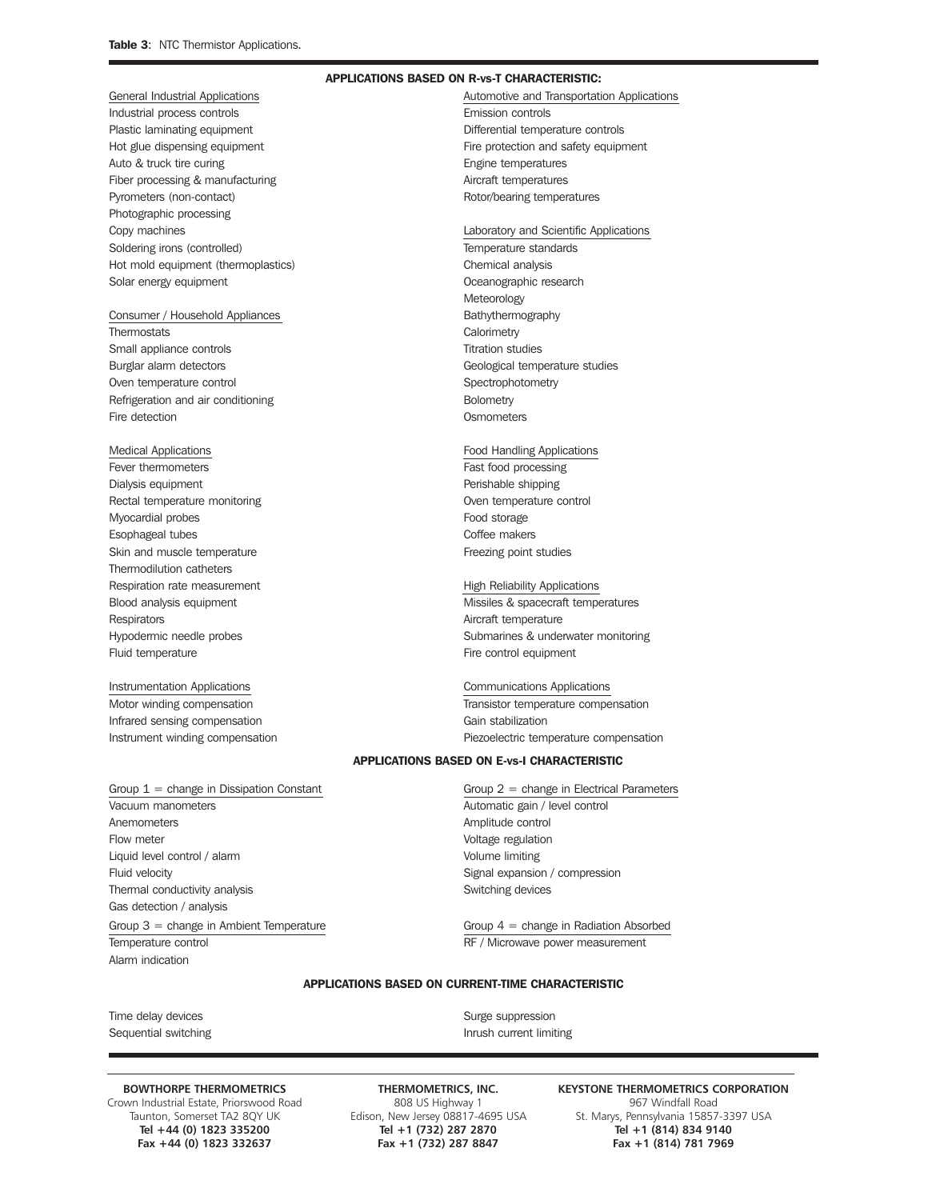**Table 3**: NTC Thermistor Applications.

## APPLICATIONS BASED ON R-vs-T CHARACTERISTIC:

General Industrial Applications
- Industrial process controls
- Plastic laminating equipment
- Hot glue dispensing equipment
- Auto & truck tire curing
- Fiber processing & manufacturing
- Pyrometers (non-contact)
- Photographic processing
- Copy machines
- Soldering irons (controlled)
- Hot mold equipment (thermoplastics)
- Solar energy equipment

Consumer / Household Appliances
- Thermostats
- Small appliance controls
- Burglar alarm detectors
- Oven temperature control
- Refrigeration and air conditioning
- Fire detection

Medical Applications
- Fever thermometers
- Dialysis equipment
- Rectal temperature monitoring
- Myocardial probes
- Esophageal tubes
- Skin and muscle temperature
- Thermodilution catheters
- Respiration rate measurement
- Blood analysis equipment
- Respirators
- Hypodermic needle probes
- Fluid temperature

Instrumentation Applications
- Motor winding compensation
- Infrared sensing compensation
- Instrument winding compensation

Automotive and Transportation Applications
- Emission controls
- Differential temperature controls
- Fire protection and safety equipment
- Engine temperatures
- Aircraft temperatures
- Rotor/bearing temperatures

Laboratory and Scientific Applications
- Temperature standards
- Chemical analysis
- Oceanographic research
- Meteorology
- Bathythermography
- Calorimetry
- Titration studies
- Geological temperature studies
- Spectrophotometry
- Bolometry
- Osmometers

Food Handling Applications
- Fast food processing
- Perishable shipping
- Oven temperature control
- Food storage
- Coffee makers
- Freezing point studies

High Reliability Applications
- Missiles & spacecraft temperatures
- Aircraft temperature
- Submarines & underwater monitoring
- Fire control equipment

Communications Applications
- Transistor temperature compensation
- Gain stabilization
- Piezoelectric temperature compensation

## APPLICATIONS BASED ON E-vs-I CHARACTERISTIC

Group 1 = change in Dissipation Constant
- Vacuum manometers
- Anemometers
- Flow meter
- Liquid level control / alarm
- Fluid velocity
- Thermal conductivity analysis
- Gas detection / analysis

Group 3 = change in Ambient Temperature
- Temperature control
- Alarm indication

Group 2 = change in Electrical Parameters
- Automatic gain / level control
- Amplitude control
- Voltage regulation
- Volume limiting
- Signal expansion / compression
- Switching devices

Group 4 = change in Radiation Absorbed
- RF / Microwave power measurement

## APPLICATIONS BASED ON CURRENT-TIME CHARACTERISTIC

- Time delay devices
- Sequential switching
- Surge suppression
- Inrush current limiting

---

**BOWTHORPE THERMOMETRICS**
Crown Industrial Estate, Priorswood Road
Taunton, Somerset TA2 8QY UK
**Tel +44 (0) 1823 335200**
**Fax +44 (0) 1823 332637**

**THERMOMETRICS, INC.**
808 US Highway 1
Edison, New Jersey 08817-4695 USA
**Tel +1 (732) 287 2870**
**Fax +1 (732) 287 8847**

**KEYSTONE THERMOMETRICS CORPORATION**
967 Windfall Road
St. Marys, Pennsylvania 15857-3397 USA
**Tel +1 (814) 834 9140**
**Fax +1 (814) 781 7969**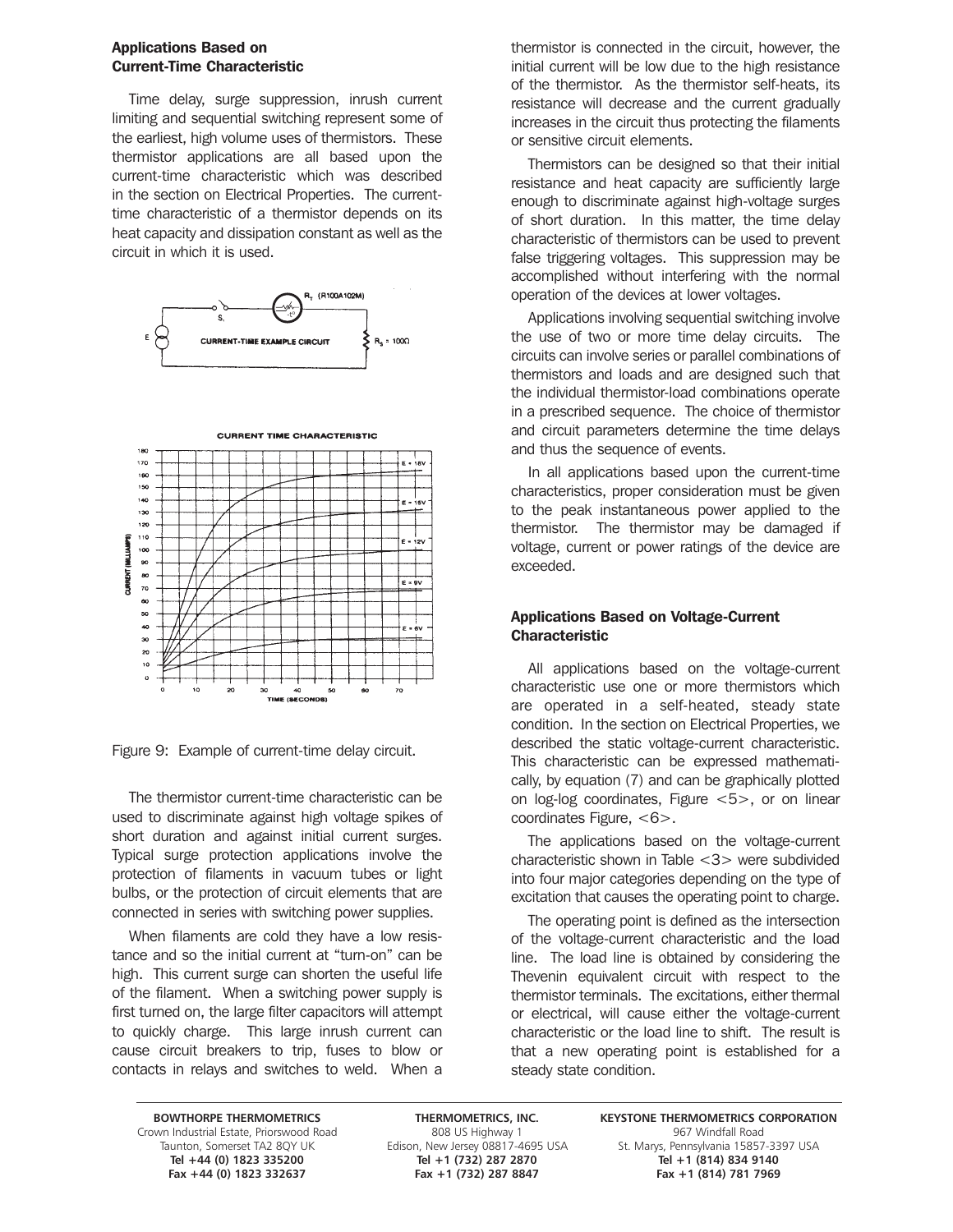### Applications Based on Current-Time Characteristic

Time delay, surge suppression, inrush current limiting and sequential switching represent some of the earliest, high volume uses of thermistors. These thermistor applications are all based upon the current-time characteristic which was described in the section on Electrical Properties. The current-time characteristic of a thermistor depends on its heat capacity and dissipation constant as well as the circuit in which it is used.

Figure 9: Example of current-time delay circuit.

The thermistor current-time characteristic can be used to discriminate against high voltage spikes of short duration and against initial current surges. Typical surge protection applications involve the protection of filaments in vacuum tubes or light bulbs, or the protection of circuit elements that are connected in series with switching power supplies.

When filaments are cold they have a low resistance and so the initial current at "turn-on" can be high. This current surge can shorten the useful life of the filament. When a switching power supply is first turned on, the large filter capacitors will attempt to quickly charge. This large inrush current can cause circuit breakers to trip, fuses to blow or contacts in relays and switches to weld. When a thermistor is connected in the circuit, however, the initial current will be low due to the high resistance of the thermistor. As the thermistor self-heats, its resistance will decrease and the current gradually increases in the circuit thus protecting the filaments or sensitive circuit elements.

Thermistors can be designed so that their initial resistance and heat capacity are sufficiently large enough to discriminate against high-voltage surges of short duration. In this matter, the time delay characteristic of thermistors can be used to prevent false triggering voltages. This suppression may be accomplished without interfering with the normal operation of the devices at lower voltages.

Applications involving sequential switching involve the use of two or more time delay circuits. The circuits can involve series or parallel combinations of thermistors and loads and are designed such that the individual thermistor-load combinations operate in a prescribed sequence. The choice of thermistor and circuit parameters determine the time delays and thus the sequence of events.

In all applications based upon the current-time characteristics, proper consideration must be given to the peak instantaneous power applied to the thermistor. The thermistor may be damaged if voltage, current or power ratings of the device are exceeded.

### Applications Based on Voltage-Current Characteristic

All applications based on the voltage-current characteristic use one or more thermistors which are operated in a self-heated, steady state condition. In the section on Electrical Properties, we described the static voltage-current characteristic. This characteristic can be expressed mathematically, by equation (7) and can be graphically plotted on log-log coordinates, Figure <5>, or on linear coordinates Figure, <6>.

The applications based on the voltage-current characteristic shown in Table <3> were subdivided into four major categories depending on the type of excitation that causes the operating point to charge.

The operating point is defined as the intersection of the voltage-current characteristic and the load line. The load line is obtained by considering the Thevenin equivalent circuit with respect to the thermistor terminals. The excitations, either thermal or electrical, will cause either the voltage-current characteristic or the load line to shift. The result is that a new operating point is established for a steady state condition.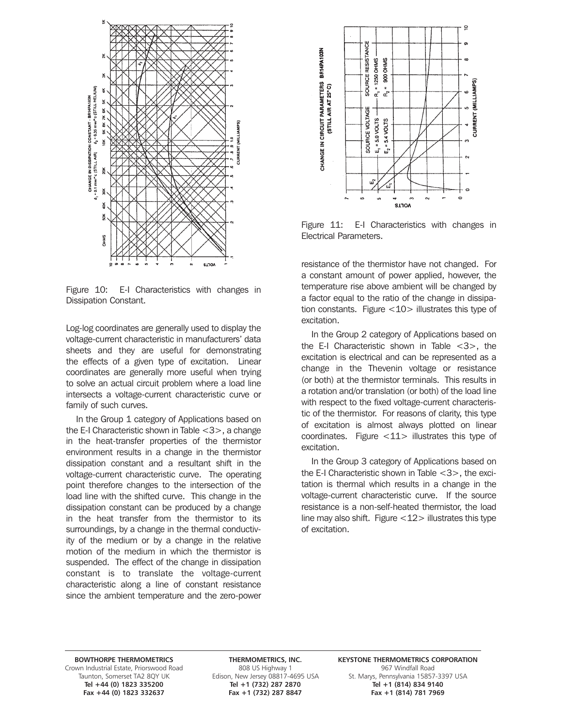Figure 10: E-I Characteristics with changes in Dissipation Constant.

Log-log coordinates are generally used to display the voltage-current characteristic in manufacturers' data sheets and they are useful for demonstrating the effects of a given type of excitation. Linear coordinates are generally more useful when trying to solve an actual circuit problem where a load line intersects a voltage-current characteristic curve or family of such curves.

In the Group 1 category of Applications based on the E-I Characteristic shown in Table <3>, a change in the heat-transfer properties of the thermistor environment results in a change in the thermistor dissipation constant and a resultant shift in the voltage-current characteristic curve. The operating point therefore changes to the intersection of the load line with the shifted curve. This change in the dissipation constant can be produced by a change in the heat transfer from the thermistor to its surroundings, by a change in the thermal conductivity of the medium or by a change in the relative motion of the medium in which the thermistor is suspended. The effect of the change in dissipation constant is to translate the voltage-current characteristic along a line of constant resistance since the ambient temperature and the zero-power resistance of the thermistor have not changed. For a constant amount of power applied, however, the temperature rise above ambient will be changed by a factor equal to the ratio of the change in dissipation constants. Figure <10> illustrates this type of excitation.

Figure 11: E-I Characteristics with changes in Electrical Parameters.

In the Group 2 category of Applications based on the E-I Characteristic shown in Table <3>, the excitation is electrical and can be represented as a change in the Thevenin voltage or resistance (or both) at the thermistor terminals. This results in a rotation and/or translation (or both) of the load line with respect to the fixed voltage-current characteristic of the thermistor. For reasons of clarity, this type of excitation is almost always plotted on linear coordinates. Figure <11> illustrates this type of excitation.

In the Group 3 category of Applications based on the E-I Characteristic shown in Table <3>, the excitation is thermal which results in a change in the voltage-current characteristic curve. If the source resistance is a non-self-heated thermistor, the load line may also shift. Figure <12> illustrates this type of excitation.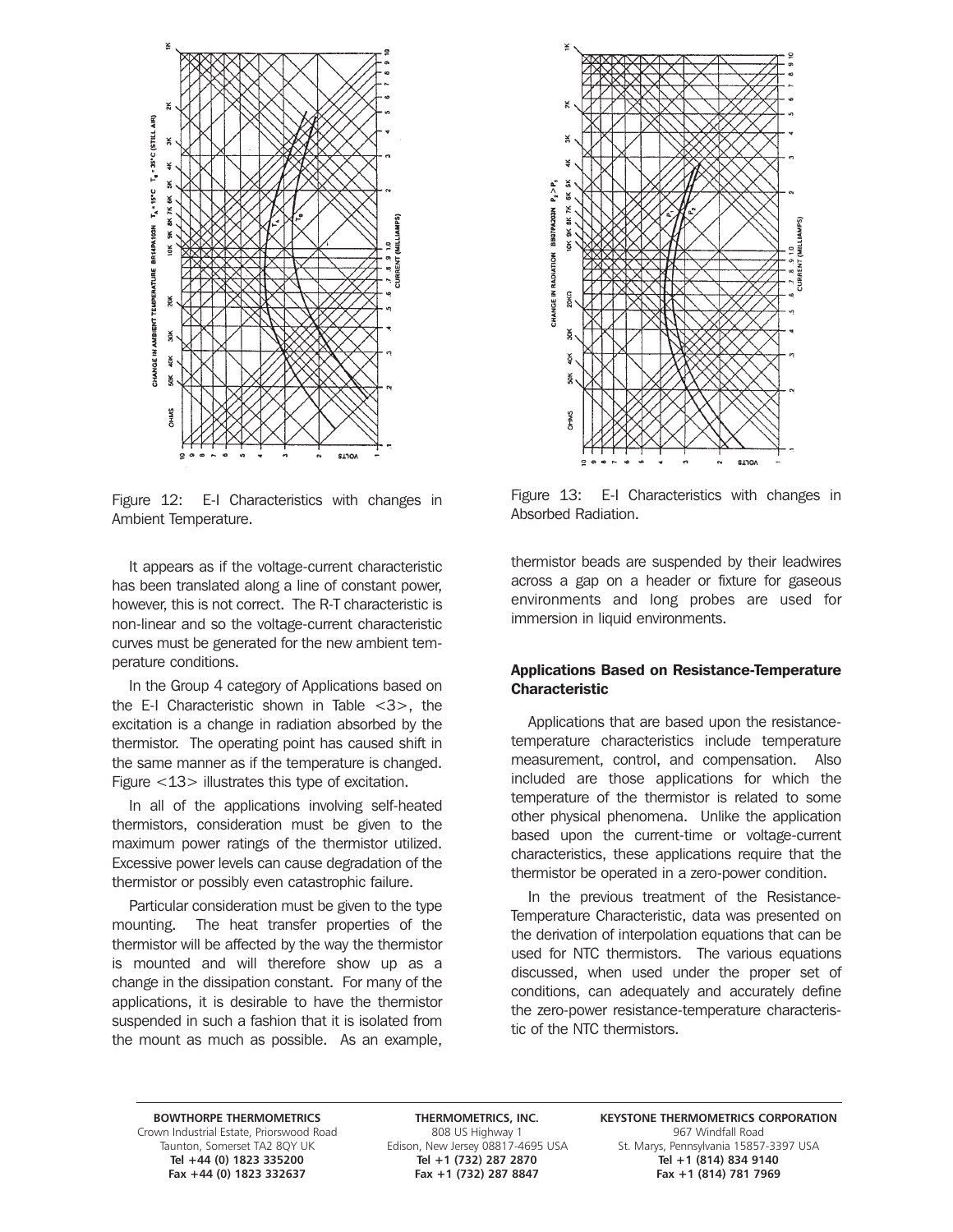Figure 12: E-I Characteristics with changes in Ambient Temperature.

Figure 13: E-I Characteristics with changes in Absorbed Radiation.

It appears as if the voltage-current characteristic has been translated along a line of constant power, however, this is not correct. The R-T characteristic is non-linear and so the voltage-current characteristic curves must be generated for the new ambient temperature conditions.

In the Group 4 category of Applications based on the E-I Characteristic shown in Table <3>, the excitation is a change in radiation absorbed by the thermistor. The operating point has caused shift in the same manner as if the temperature is changed. Figure <13> illustrates this type of excitation.

In all of the applications involving self-heated thermistors, consideration must be given to the maximum power ratings of the thermistor utilized. Excessive power levels can cause degradation of the thermistor or possibly even catastrophic failure.

Particular consideration must be given to the type mounting. The heat transfer properties of the thermistor will be affected by the way the thermistor is mounted and will therefore show up as a change in the dissipation constant. For many of the applications, it is desirable to have the thermistor suspended in such a fashion that it is isolated from the mount as much as possible. As an example, thermistor beads are suspended by their leadwires across a gap on a header or fixture for gaseous environments and long probes are used for immersion in liquid environments.

### Applications Based on Resistance-Temperature Characteristic

Applications that are based upon the resistance-temperature characteristics include temperature measurement, control, and compensation. Also included are those applications for which the temperature of the thermistor is related to some other physical phenomena. Unlike the application based upon the current-time or voltage-current characteristics, these applications require that the thermistor be operated in a zero-power condition.

In the previous treatment of the Resistance-Temperature Characteristic, data was presented on the derivation of interpolation equations that can be used for NTC thermistors. The various equations discussed, when used under the proper set of conditions, can adequately and accurately define the zero-power resistance-temperature characteristic of the NTC thermistors.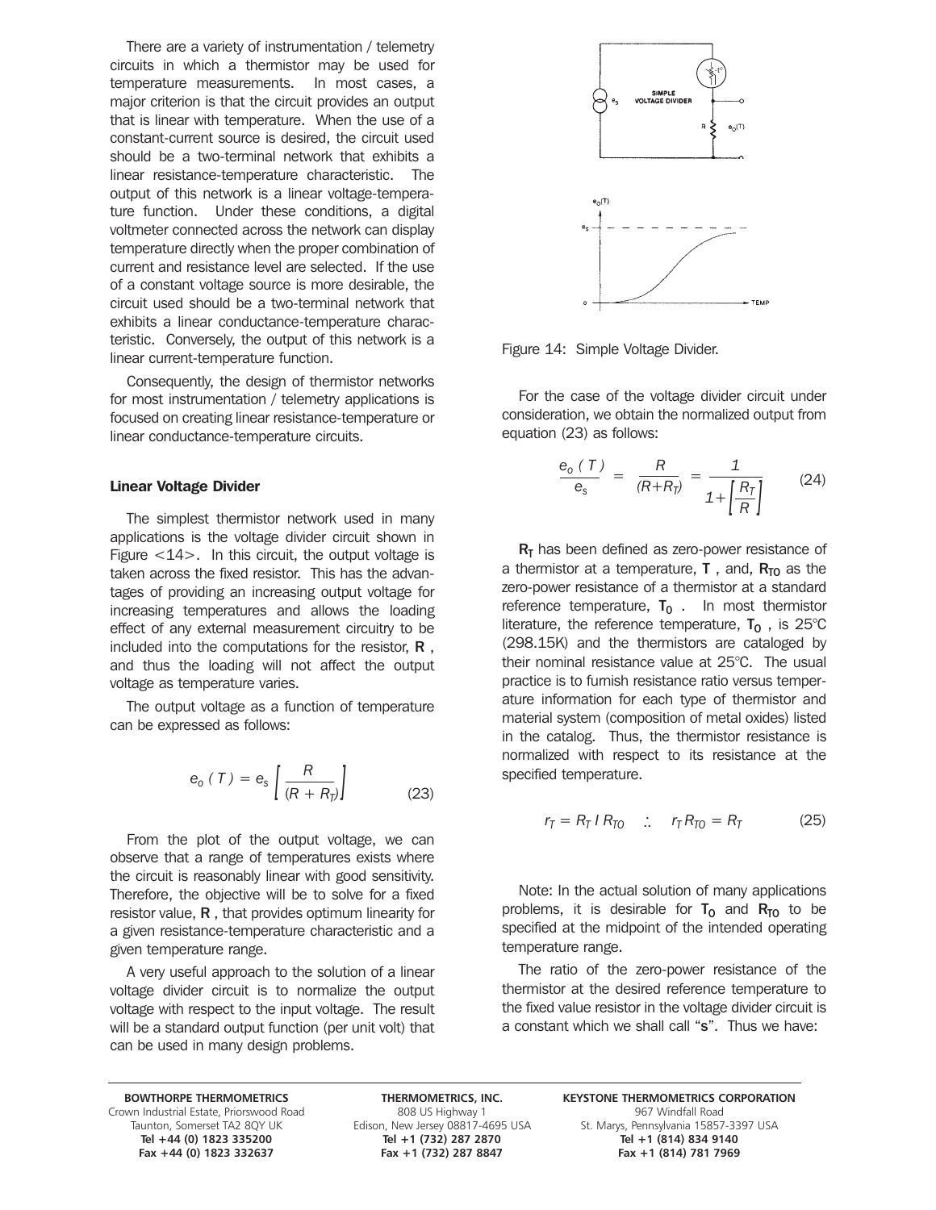There are a variety of instrumentation / telemetry circuits in which a thermistor may be used for temperature measurements. In most cases, a major criterion is that the circuit provides an output that is linear with temperature. When the use of a constant-current source is desired, the circuit used should be a two-terminal network that exhibits a linear resistance-temperature characteristic. The output of this network is a linear voltage-temperature function. Under these conditions, a digital voltmeter connected across the network can display temperature directly when the proper combination of current and resistance level are selected. If the use of a constant voltage source is more desirable, the circuit used should be a two-terminal network that exhibits a linear conductance-temperature characteristic. Conversely, the output of this network is a linear current-temperature function.

Consequently, the design of thermistor networks for most instrumentation / telemetry applications is focused on creating linear resistance-temperature or linear conductance-temperature circuits.

### Linear Voltage Divider

The simplest thermistor network used in many applications is the voltage divider circuit shown in Figure <14>. In this circuit, the output voltage is taken across the fixed resistor. This has the advantages of providing an increasing output voltage for increasing temperatures and allows the loading effect of any external measurement circuitry to be included into the computations for the resistor, **R** , and thus the loading will not affect the output voltage as temperature varies.

The output voltage as a function of temperature can be expressed as follows:

$$e_o\,(T) = e_s \left[ \frac{R}{(R + R_T)} \right] \tag{23}$$

From the plot of the output voltage, we can observe that a range of temperatures exists where the circuit is reasonably linear with good sensitivity. Therefore, the objective will be to solve for a fixed resistor value, **R** , that provides optimum linearity for a given resistance-temperature characteristic and a given temperature range.

A very useful approach to the solution of a linear voltage divider circuit is to normalize the output voltage with respect to the input voltage. The result will be a standard output function (per unit volt) that can be used in many design problems.

Figure 14: Simple Voltage Divider.

For the case of the voltage divider circuit under consideration, we obtain the normalized output from equation (23) as follows:

$$\frac{e_o\,(T)}{e_s} = \frac{R}{(R+R_T)} = \frac{1}{1+\left[\dfrac{R_T}{R}\right]} \tag{24}$$

$\mathbf{R_T}$ has been defined as zero-power resistance of a thermistor at a temperature, **T** , and, $\mathbf{R_{T0}}$ as the zero-power resistance of a thermistor at a standard reference temperature, $\mathbf{T_0}$ . In most thermistor literature, the reference temperature, $\mathbf{T_0}$ , is 25°C (298.15K) and the thermistors are cataloged by their nominal resistance value at 25°C. The usual practice is to furnish resistance ratio versus temperature information for each type of thermistor and material system (composition of metal oxides) listed in the catalog. Thus, the thermistor resistance is normalized with respect to its resistance at the specified temperature.

$$r_T = R_T \,/\, R_{T0} \quad \therefore \quad r_T R_{T0} = R_T \tag{25}$$

Note: In the actual solution of many applications problems, it is desirable for $\mathbf{T_0}$ and $\mathbf{R_{T0}}$ to be specified at the midpoint of the intended operating temperature range.

The ratio of the zero-power resistance of the thermistor at the desired reference temperature to the fixed value resistor in the voltage divider circuit is a constant which we shall call "**s**". Thus we have: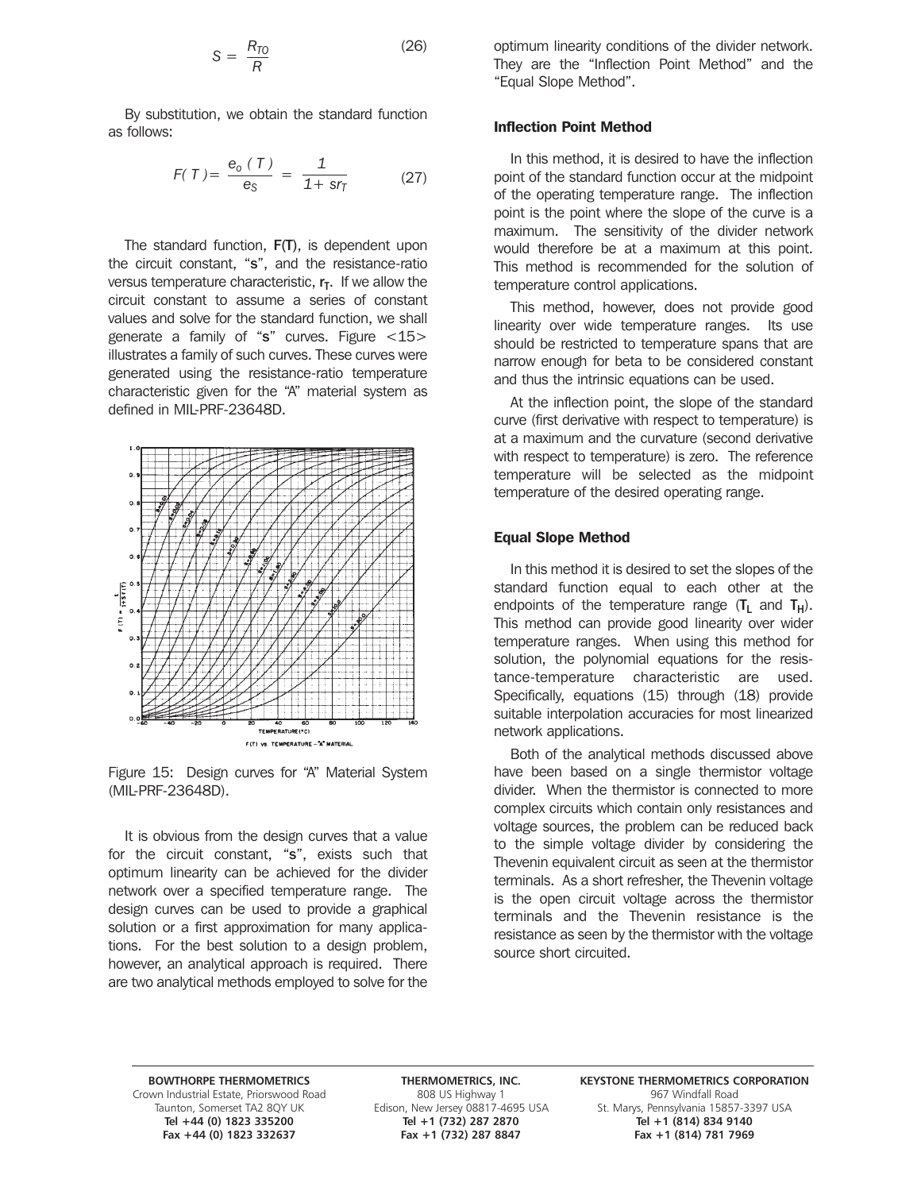$$S = \frac{R_{TO}}{R} \tag{26}$$

By substitution, we obtain the standard function as follows:

$$F(T) = \frac{e_o(T)}{e_S} = \frac{1}{1 + sr_T} \tag{27}$$

The standard function, **F(T)**, is dependent upon the circuit constant, "**s**", and the resistance-ratio versus temperature characteristic, $\mathbf{r_T}$. If we allow the circuit constant to assume a series of constant values and solve for the standard function, we shall generate a family of "**s**" curves. Figure <15> illustrates a family of such curves. These curves were generated using the resistance-ratio temperature characteristic given for the "A" material system as defined in MIL-PRF-23648D.

Figure 15: Design curves for "A" Material System (MIL-PRF-23648D).

It is obvious from the design curves that a value for the circuit constant, "**s**", exists such that optimum linearity can be achieved for the divider network over a specified temperature range. The design curves can be used to provide a graphical solution or a first approximation for many applications. For the best solution to a design problem, however, an analytical approach is required. There are two analytical methods employed to solve for the optimum linearity conditions of the divider network. They are the "Inflection Point Method" and the "Equal Slope Method".

### Inflection Point Method

In this method, it is desired to have the inflection point of the standard function occur at the midpoint of the operating temperature range. The inflection point is the point where the slope of the curve is a maximum. The sensitivity of the divider network would therefore be at a maximum at this point. This method is recommended for the solution of temperature control applications.

This method, however, does not provide good linearity over wide temperature ranges. Its use should be restricted to temperature spans that are narrow enough for beta to be considered constant and thus the intrinsic equations can be used.

At the inflection point, the slope of the standard curve (first derivative with respect to temperature) is at a maximum and the curvature (second derivative with respect to temperature) is zero. The reference temperature will be selected as the midpoint temperature of the desired operating range.

### Equal Slope Method

In this method it is desired to set the slopes of the standard function equal to each other at the endpoints of the temperature range ($\mathbf{T_L}$ and $\mathbf{T_H}$). This method can provide good linearity over wider temperature ranges. When using this method for solution, the polynomial equations for the resistance-temperature characteristic are used. Specifically, equations (15) through (18) provide suitable interpolation accuracies for most linearized network applications.

Both of the analytical methods discussed above have been based on a single thermistor voltage divider. When the thermistor is connected to more complex circuits which contain only resistances and voltage sources, the problem can be reduced back to the simple voltage divider by considering the Thevenin equivalent circuit as seen at the thermistor terminals. As a short refresher, the Thevenin voltage is the open circuit voltage across the thermistor terminals and the Thevenin resistance is the resistance as seen by the thermistor with the voltage source short circuited.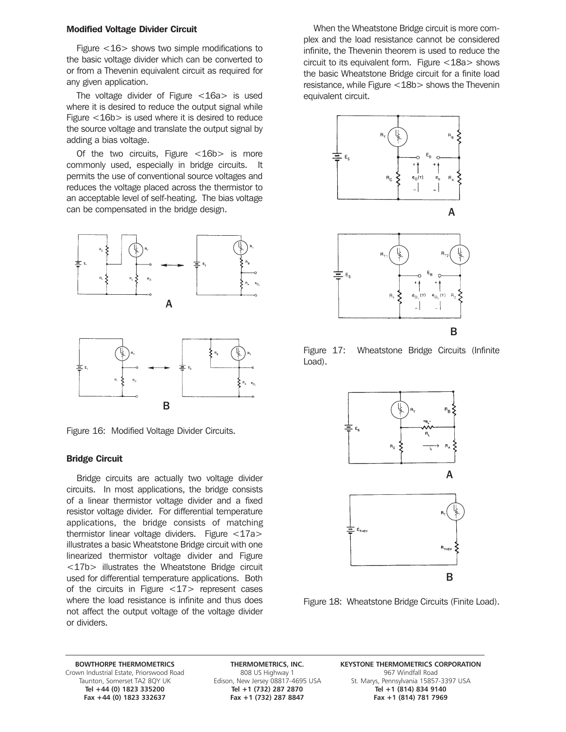### Modified Voltage Divider Circuit

Figure <16> shows two simple modifications to the basic voltage divider which can be converted to or from a Thevenin equivalent circuit as required for any given application.

The voltage divider of Figure <16a> is used where it is desired to reduce the output signal while Figure <16b> is used where it is desired to reduce the source voltage and translate the output signal by adding a bias voltage.

Of the two circuits, Figure <16b> is more commonly used, especially in bridge circuits. It permits the use of conventional source voltages and reduces the voltage placed across the thermistor to an acceptable level of self-heating. The bias voltage can be compensated in the bridge design.

Figure 16: Modified Voltage Divider Circuits.

### Bridge Circuit

Bridge circuits are actually two voltage divider circuits. In most applications, the bridge consists of a linear thermistor voltage divider and a fixed resistor voltage divider. For differential temperature applications, the bridge consists of matching thermistor linear voltage dividers. Figure <17a> illustrates a basic Wheatstone Bridge circuit with one linearized thermistor voltage divider and Figure <17b> illustrates the Wheatstone Bridge circuit used for differential temperature applications. Both of the circuits in Figure <17> represent cases where the load resistance is infinite and thus does not affect the output voltage of the voltage divider or dividers.

When the Wheatstone Bridge circuit is more complex and the load resistance cannot be considered infinite, the Thevenin theorem is used to reduce the circuit to its equivalent form. Figure <18a> shows the basic Wheatstone Bridge circuit for a finite load resistance, while Figure <18b> shows the Thevenin equivalent circuit.

Figure 17: Wheatstone Bridge Circuits (Infinite Load).

Figure 18: Wheatstone Bridge Circuits (Finite Load).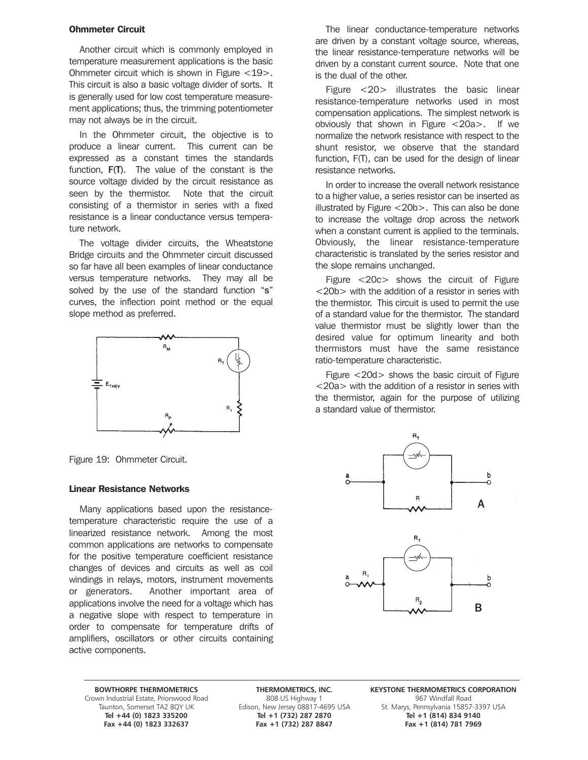### Ohmmeter Circuit

Another circuit which is commonly employed in temperature measurement applications is the basic Ohmmeter circuit which is shown in Figure <19>. This circuit is also a basic voltage divider of sorts. It is generally used for low cost temperature measurement applications; thus, the trimming potentiometer may not always be in the circuit.

In the Ohmmeter circuit, the objective is to produce a linear current. This current can be expressed as a constant times the standards function, **F(T)**. The value of the constant is the source voltage divided by the circuit resistance as seen by the thermistor. Note that the circuit consisting of a thermistor in series with a fixed resistance is a linear conductance versus temperature network.

The voltage divider circuits, the Wheatstone Bridge circuits and the Ohmmeter circuit discussed so far have all been examples of linear conductance versus temperature networks. They may all be solved by the use of the standard function "**s**" curves, the inflection point method or the equal slope method as preferred.

Figure 19: Ohmmeter Circuit.

### Linear Resistance Networks

Many applications based upon the resistance-temperature characteristic require the use of a linearized resistance network. Among the most common applications are networks to compensate for the positive temperature coefficient resistance changes of devices and circuits as well as coil windings in relays, motors, instrument movements or generators. Another important area of applications involve the need for a voltage which has a negative slope with respect to temperature in order to compensate for temperature drifts of amplifiers, oscillators or other circuits containing active components.

The linear conductance-temperature networks are driven by a constant voltage source, whereas, the linear resistance-temperature networks will be driven by a constant current source. Note that one is the dual of the other.

Figure <20> illustrates the basic linear resistance-temperature networks used in most compensation applications. The simplest network is obviously that shown in Figure <20a>. If we normalize the network resistance with respect to the shunt resistor, we observe that the standard function, F(T), can be used for the design of linear resistance networks.

In order to increase the overall network resistance to a higher value, a series resistor can be inserted as illustrated by Figure <20b>. This can also be done to increase the voltage drop across the network when a constant current is applied to the terminals. Obviously, the linear resistance-temperature characteristic is translated by the series resistor and the slope remains unchanged.

Figure <20c> shows the circuit of Figure <20b> with the addition of a resistor in series with the thermistor. This circuit is used to permit the use of a standard value for the thermistor. The standard value thermistor must be slightly lower than the desired value for optimum linearity and both thermistors must have the same resistance ratio-temperature characteristic.

Figure <20d> shows the basic circuit of Figure <20a> with the addition of a resistor in series with the thermistor, again for the purpose of utilizing a standard value of thermistor.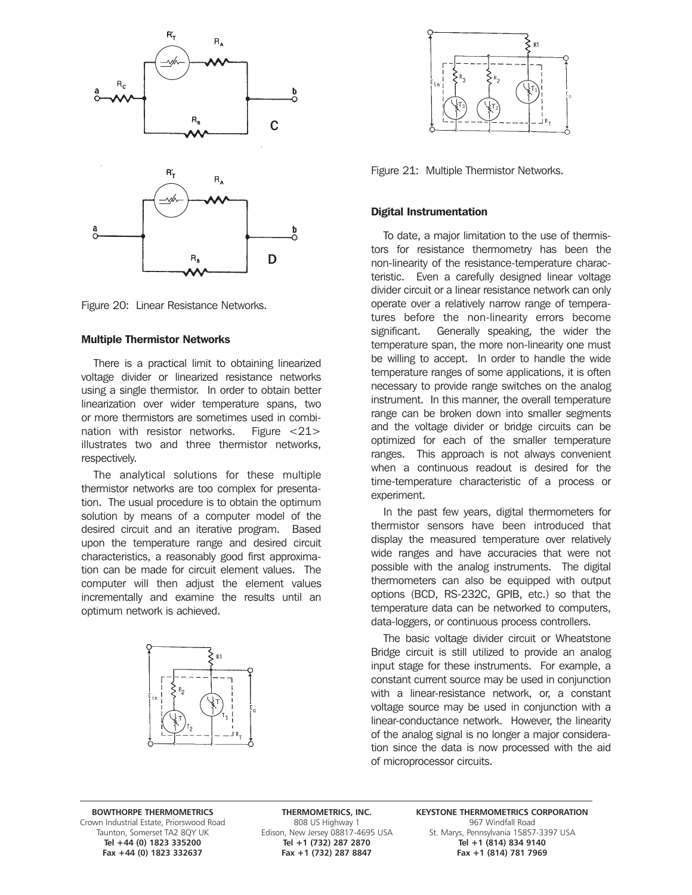Figure 20: Linear Resistance Networks.

### Multiple Thermistor Networks

There is a practical limit to obtaining linearized voltage divider or linearized resistance networks using a single thermistor. In order to obtain better linearization over wider temperature spans, two or more thermistors are sometimes used in combination with resistor networks. Figure <21> illustrates two and three thermistor networks, respectively.

The analytical solutions for these multiple thermistor networks are too complex for presentation. The usual procedure is to obtain the optimum solution by means of a computer model of the desired circuit and an iterative program. Based upon the temperature range and desired circuit characteristics, a reasonably good first approximation can be made for circuit element values. The computer will then adjust the element values incrementally and examine the results until an optimum network is achieved.

Figure 21: Multiple Thermistor Networks.

### Digital Instrumentation

To date, a major limitation to the use of thermistors for resistance thermometry has been the non-linearity of the resistance-temperature characteristic. Even a carefully designed linear voltage divider circuit or a linear resistance network can only operate over a relatively narrow range of temperatures before the non-linearity errors become significant. Generally speaking, the wider the temperature span, the more non-linearity one must be willing to accept. In order to handle the wide temperature ranges of some applications, it is often necessary to provide range switches on the analog instrument. In this manner, the overall temperature range can be broken down into smaller segments and the voltage divider or bridge circuits can be optimized for each of the smaller temperature ranges. This approach is not always convenient when a continuous readout is desired for the time-temperature characteristic of a process or experiment.

In the past few years, digital thermometers for thermistor sensors have been introduced that display the measured temperature over relatively wide ranges and have accuracies that were not possible with the analog instruments. The digital thermometers can also be equipped with output options (BCD, RS-232C, GPIB, etc.) so that the temperature data can be networked to computers, data-loggers, or continuous process controllers.

The basic voltage divider circuit or Wheatstone Bridge circuit is still utilized to provide an analog input stage for these instruments. For example, a constant current source may be used in conjunction with a linear-resistance network, or, a constant voltage source may be used in conjunction with a linear-conductance network. However, the linearity of the analog signal is no longer a major consideration since the data is now processed with the aid of microprocessor circuits.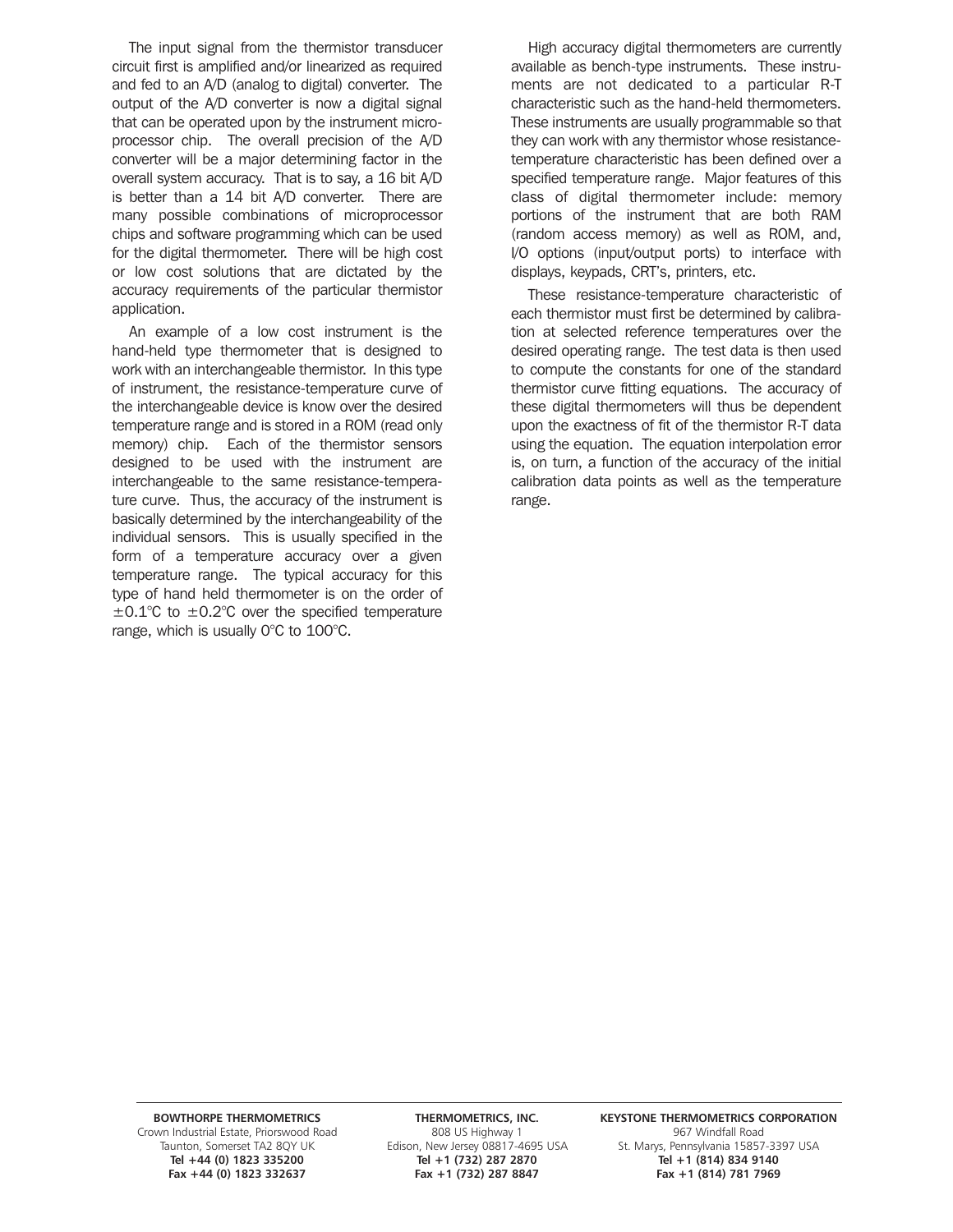The input signal from the thermistor transducer circuit first is amplified and/or linearized as required and fed to an A/D (analog to digital) converter. The output of the A/D converter is now a digital signal that can be operated upon by the instrument microprocessor chip. The overall precision of the A/D converter will be a major determining factor in the overall system accuracy. That is to say, a 16 bit A/D is better than a 14 bit A/D converter. There are many possible combinations of microprocessor chips and software programming which can be used for the digital thermometer. There will be high cost or low cost solutions that are dictated by the accuracy requirements of the particular thermistor application.

An example of a low cost instrument is the hand-held type thermometer that is designed to work with an interchangeable thermistor. In this type of instrument, the resistance-temperature curve of the interchangeable device is know over the desired temperature range and is stored in a ROM (read only memory) chip. Each of the thermistor sensors designed to be used with the instrument are interchangeable to the same resistance-temperature curve. Thus, the accuracy of the instrument is basically determined by the interchangeability of the individual sensors. This is usually specified in the form of a temperature accuracy over a given temperature range. The typical accuracy for this type of hand held thermometer is on the order of ±0.1°C to ±0.2°C over the specified temperature range, which is usually 0°C to 100°C.

High accuracy digital thermometers are currently available as bench-type instruments. These instruments are not dedicated to a particular R-T characteristic such as the hand-held thermometers. These instruments are usually programmable so that they can work with any thermistor whose resistance-temperature characteristic has been defined over a specified temperature range. Major features of this class of digital thermometer include: memory portions of the instrument that are both RAM (random access memory) as well as ROM, and, I/O options (input/output ports) to interface with displays, keypads, CRT's, printers, etc.

These resistance-temperature characteristic of each thermistor must first be determined by calibration at selected reference temperatures over the desired operating range. The test data is then used to compute the constants for one of the standard thermistor curve fitting equations. The accuracy of these digital thermometers will thus be dependent upon the exactness of fit of the thermistor R-T data using the equation. The equation interpolation error is, on turn, a function of the accuracy of the initial calibration data points as well as the temperature range.

**BOWTHORPE THERMOMETRICS**
Crown Industrial Estate, Priorswood Road
Taunton, Somerset TA2 8QY UK
**Tel +44 (0) 1823 335200**
**Fax +44 (0) 1823 332637**

**THERMOMETRICS, INC.**
808 US Highway 1
Edison, New Jersey 08817-4695 USA
**Tel +1 (732) 287 2870**
**Fax +1 (732) 287 8847**

**KEYSTONE THERMOMETRICS CORPORATION**
967 Windfall Road
St. Marys, Pennsylvania 15857-3397 USA
**Tel +1 (814) 834 9140**
**Fax +1 (814) 781 7969**